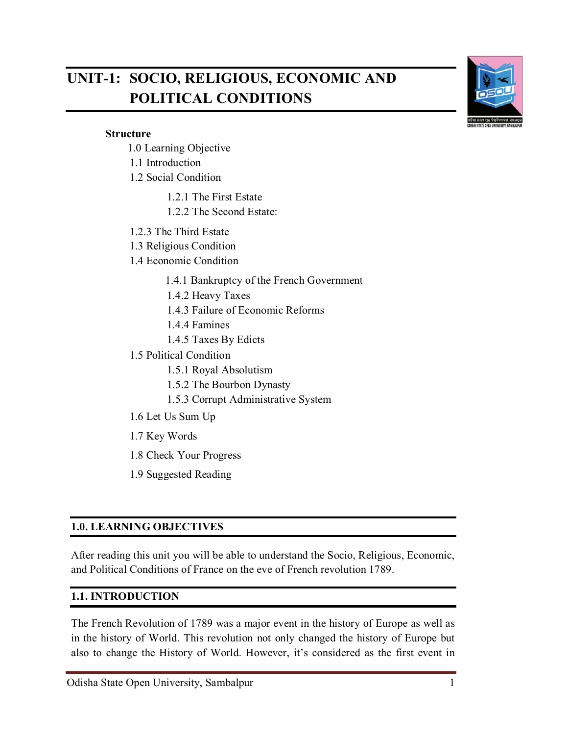# UNIT-1: SOCIO, RELIGIOUS, ECONOMIC AND POLITICAL CONDITIONS

**Structure**

- 1.0 Learning Objective
- 1.1 Introduction
- 1.2 Social Condition
  - 1.2.1 The First Estate
  - 1.2.2 The Second Estate:
- 1.2.3 The Third Estate
- 1.3 Religious Condition
- 1.4 Economic Condition
  - 1.4.1 Bankruptcy of the French Government
  - 1.4.2 Heavy Taxes
  - 1.4.3 Failure of Economic Reforms
  - 1.4.4 Famines
  - 1.4.5 Taxes By Edicts
- 1.5 Political Condition
  - 1.5.1 Royal Absolutism
  - 1.5.2 The Bourbon Dynasty
  - 1.5.3 Corrupt Administrative System
- 1.6 Let Us Sum Up
- 1.7 Key Words
- 1.8 Check Your Progress
- 1.9 Suggested Reading

## 1.0. LEARNING OBJECTIVES

After reading this unit you will be able to understand the Socio, Religious, Economic, and Political Conditions of France on the eve of French revolution 1789.

## 1.1. INTRODUCTION

The French Revolution of 1789 was a major event in the history of Europe as well as in the history of World. This revolution not only changed the history of Europe but also to change the History of World. However, it's considered as the first event in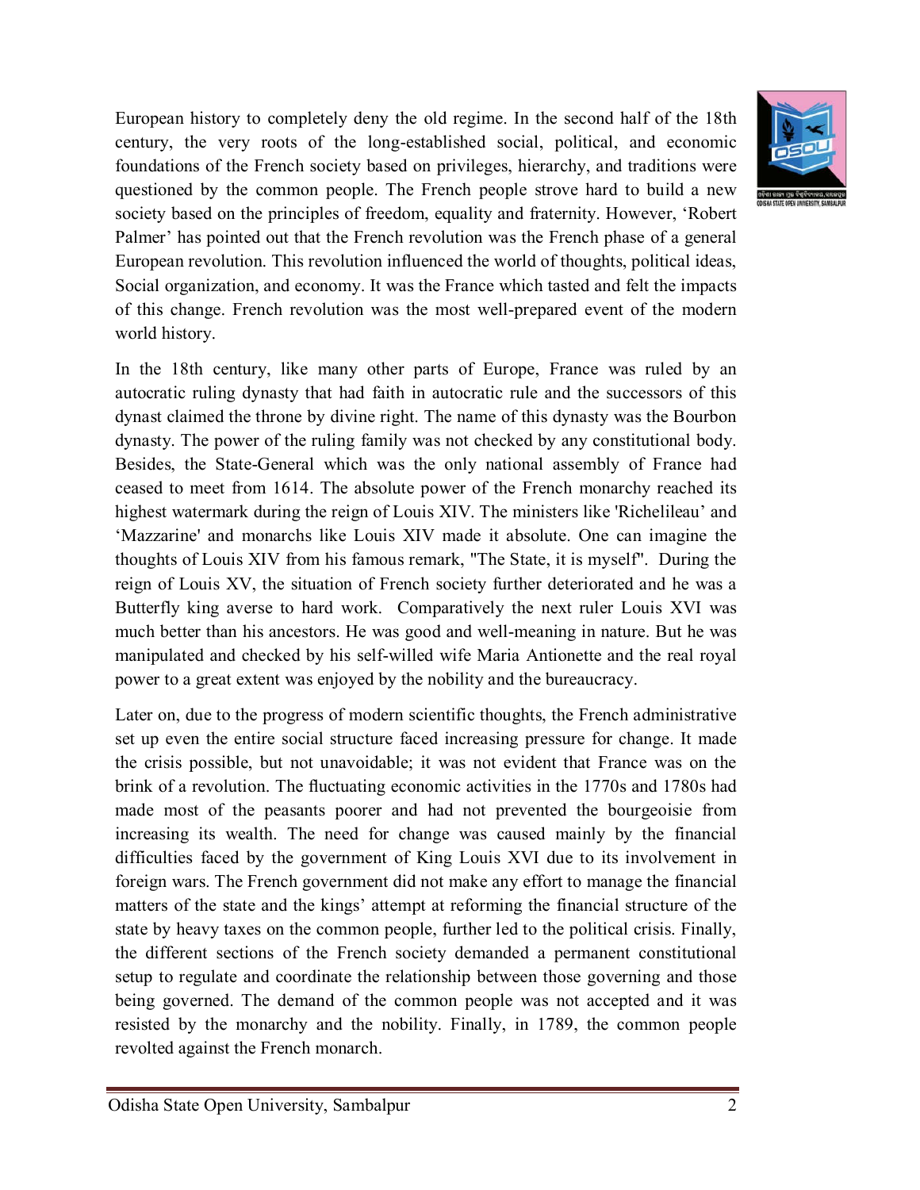European history to completely deny the old regime. In the second half of the 18th century, the very roots of the long-established social, political, and economic foundations of the French society based on privileges, hierarchy, and traditions were questioned by the common people. The French people strove hard to build a new society based on the principles of freedom, equality and fraternity. However, 'Robert Palmer' has pointed out that the French revolution was the French phase of a general European revolution. This revolution influenced the world of thoughts, political ideas, Social organization, and economy. It was the France which tasted and felt the impacts of this change. French revolution was the most well-prepared event of the modern world history.

In the 18th century, like many other parts of Europe, France was ruled by an autocratic ruling dynasty that had faith in autocratic rule and the successors of this dynast claimed the throne by divine right. The name of this dynasty was the Bourbon dynasty. The power of the ruling family was not checked by any constitutional body. Besides, the State-General which was the only national assembly of France had ceased to meet from 1614. The absolute power of the French monarchy reached its highest watermark during the reign of Louis XIV. The ministers like 'Richelileau' and 'Mazzarine' and monarchs like Louis XIV made it absolute. One can imagine the thoughts of Louis XIV from his famous remark, "The State, it is myself". During the reign of Louis XV, the situation of French society further deteriorated and he was a Butterfly king averse to hard work. Comparatively the next ruler Louis XVI was much better than his ancestors. He was good and well-meaning in nature. But he was manipulated and checked by his self-willed wife Maria Antionette and the real royal power to a great extent was enjoyed by the nobility and the bureaucracy.

Later on, due to the progress of modern scientific thoughts, the French administrative set up even the entire social structure faced increasing pressure for change. It made the crisis possible, but not unavoidable; it was not evident that France was on the brink of a revolution. The fluctuating economic activities in the 1770s and 1780s had made most of the peasants poorer and had not prevented the bourgeoisie from increasing its wealth. The need for change was caused mainly by the financial difficulties faced by the government of King Louis XVI due to its involvement in foreign wars. The French government did not make any effort to manage the financial matters of the state and the kings' attempt at reforming the financial structure of the state by heavy taxes on the common people, further led to the political crisis. Finally, the different sections of the French society demanded a permanent constitutional setup to regulate and coordinate the relationship between those governing and those being governed. The demand of the common people was not accepted and it was resisted by the monarchy and the nobility. Finally, in 1789, the common people revolted against the French monarch.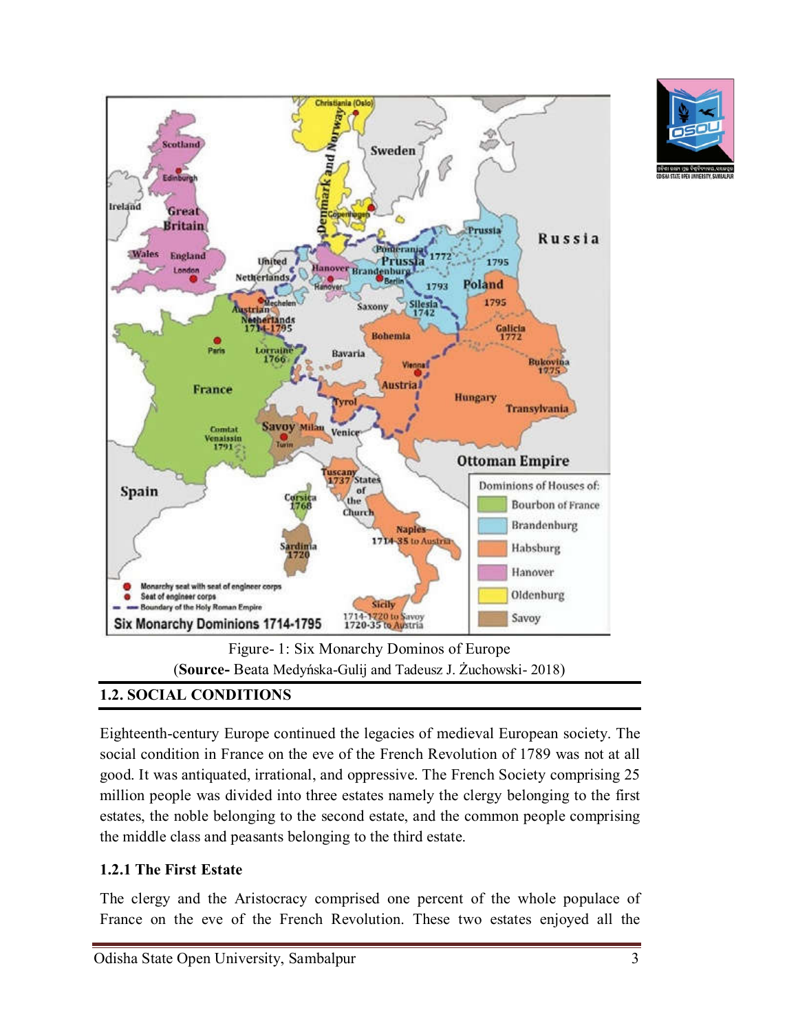Figure- 1: Six Monarchy Dominos of Europe
(**Source-** Beata Medyńska-Gulij and Tadeusz J. Żuchowski- 2018)

## 1.2. SOCIAL CONDITIONS

Eighteenth-century Europe continued the legacies of medieval European society. The social condition in France on the eve of the French Revolution of 1789 was not at all good. It was antiquated, irrational, and oppressive. The French Society comprising 25 million people was divided into three estates namely the clergy belonging to the first estates, the noble belonging to the second estate, and the common people comprising the middle class and peasants belonging to the third estate.

### 1.2.1 The First Estate

The clergy and the Aristocracy comprised one percent of the whole populace of France on the eve of the French Revolution. These two estates enjoyed all the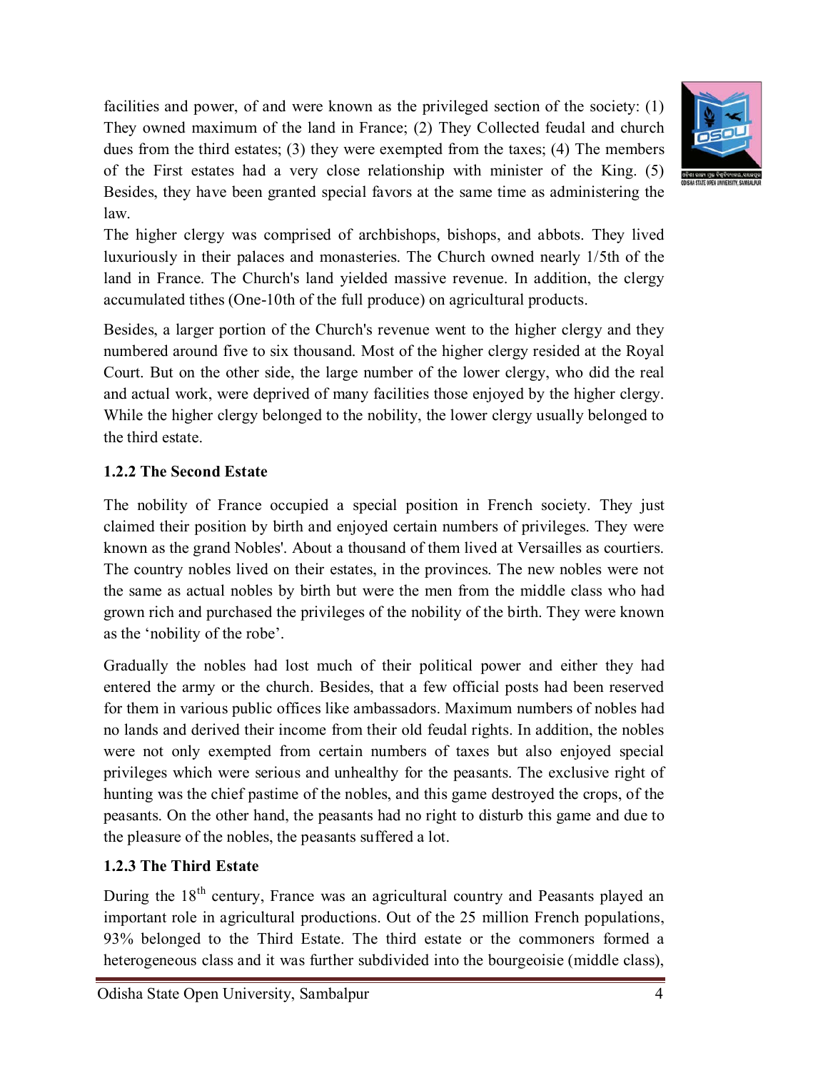facilities and power, of and were known as the privileged section of the society: (1) They owned maximum of the land in France; (2) They Collected feudal and church dues from the third estates; (3) they were exempted from the taxes; (4) The members of the First estates had a very close relationship with minister of the King. (5) Besides, they have been granted special favors at the same time as administering the law.

The higher clergy was comprised of archbishops, bishops, and abbots. They lived luxuriously in their palaces and monasteries. The Church owned nearly 1/5th of the land in France. The Church's land yielded massive revenue. In addition, the clergy accumulated tithes (One-10th of the full produce) on agricultural products.

Besides, a larger portion of the Church's revenue went to the higher clergy and they numbered around five to six thousand. Most of the higher clergy resided at the Royal Court. But on the other side, the large number of the lower clergy, who did the real and actual work, were deprived of many facilities those enjoyed by the higher clergy. While the higher clergy belonged to the nobility, the lower clergy usually belonged to the third estate.

### 1.2.2 The Second Estate

The nobility of France occupied a special position in French society. They just claimed their position by birth and enjoyed certain numbers of privileges. They were known as the grand Nobles'. About a thousand of them lived at Versailles as courtiers. The country nobles lived on their estates, in the provinces. The new nobles were not the same as actual nobles by birth but were the men from the middle class who had grown rich and purchased the privileges of the nobility of the birth. They were known as the 'nobility of the robe'.

Gradually the nobles had lost much of their political power and either they had entered the army or the church. Besides, that a few official posts had been reserved for them in various public offices like ambassadors. Maximum numbers of nobles had no lands and derived their income from their old feudal rights. In addition, the nobles were not only exempted from certain numbers of taxes but also enjoyed special privileges which were serious and unhealthy for the peasants. The exclusive right of hunting was the chief pastime of the nobles, and this game destroyed the crops, of the peasants. On the other hand, the peasants had no right to disturb this game and due to the pleasure of the nobles, the peasants suffered a lot.

### 1.2.3 The Third Estate

During the 18th century, France was an agricultural country and Peasants played an important role in agricultural productions. Out of the 25 million French populations, 93% belonged to the Third Estate. The third estate or the commoners formed a heterogeneous class and it was further subdivided into the bourgeoisie (middle class),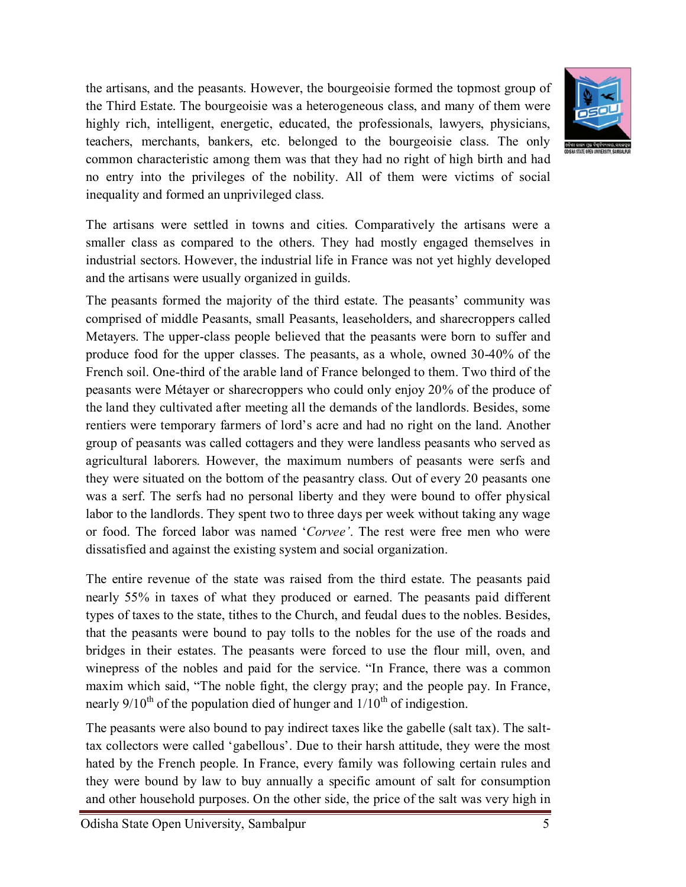the artisans, and the peasants. However, the bourgeoisie formed the topmost group of the Third Estate. The bourgeoisie was a heterogeneous class, and many of them were highly rich, intelligent, energetic, educated, the professionals, lawyers, physicians, teachers, merchants, bankers, etc. belonged to the bourgeoisie class. The only common characteristic among them was that they had no right of high birth and had no entry into the privileges of the nobility. All of them were victims of social inequality and formed an unprivileged class.

The artisans were settled in towns and cities. Comparatively the artisans were a smaller class as compared to the others. They had mostly engaged themselves in industrial sectors. However, the industrial life in France was not yet highly developed and the artisans were usually organized in guilds.

The peasants formed the majority of the third estate. The peasants' community was comprised of middle Peasants, small Peasants, leaseholders, and sharecroppers called Metayers. The upper-class people believed that the peasants were born to suffer and produce food for the upper classes. The peasants, as a whole, owned 30-40% of the French soil. One-third of the arable land of France belonged to them. Two third of the peasants were Métayer or sharecroppers who could only enjoy 20% of the produce of the land they cultivated after meeting all the demands of the landlords. Besides, some rentiers were temporary farmers of lord's acre and had no right on the land. Another group of peasants was called cottagers and they were landless peasants who served as agricultural laborers. However, the maximum numbers of peasants were serfs and they were situated on the bottom of the peasantry class. Out of every 20 peasants one was a serf. The serfs had no personal liberty and they were bound to offer physical labor to the landlords. They spent two to three days per week without taking any wage or food. The forced labor was named '*Corvee'*. The rest were free men who were dissatisfied and against the existing system and social organization.

The entire revenue of the state was raised from the third estate. The peasants paid nearly 55% in taxes of what they produced or earned. The peasants paid different types of taxes to the state, tithes to the Church, and feudal dues to the nobles. Besides, that the peasants were bound to pay tolls to the nobles for the use of the roads and bridges in their estates. The peasants were forced to use the flour mill, oven, and winepress of the nobles and paid for the service. "In France, there was a common maxim which said, "The noble fight, the clergy pray; and the people pay. In France, nearly 9/10$^{th}$ of the population died of hunger and 1/10$^{th}$ of indigestion.

The peasants were also bound to pay indirect taxes like the gabelle (salt tax). The salt-tax collectors were called 'gabellous'. Due to their harsh attitude, they were the most hated by the French people. In France, every family was following certain rules and they were bound by law to buy annually a specific amount of salt for consumption and other household purposes. On the other side, the price of the salt was very high in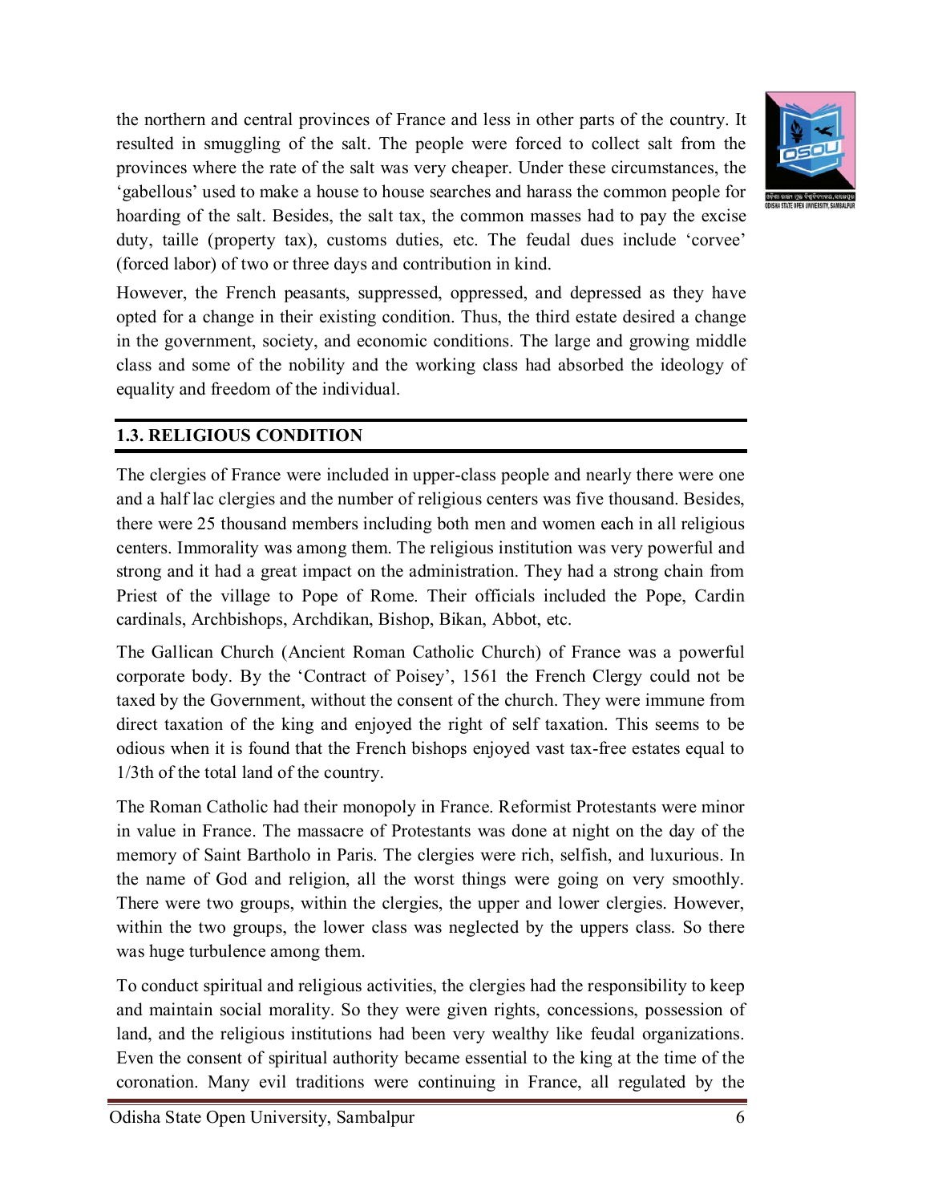the northern and central provinces of France and less in other parts of the country. It resulted in smuggling of the salt. The people were forced to collect salt from the provinces where the rate of the salt was very cheaper. Under these circumstances, the 'gabellous' used to make a house to house searches and harass the common people for hoarding of the salt. Besides, the salt tax, the common masses had to pay the excise duty, taille (property tax), customs duties, etc. The feudal dues include 'corvee' (forced labor) of two or three days and contribution in kind.

However, the French peasants, suppressed, oppressed, and depressed as they have opted for a change in their existing condition. Thus, the third estate desired a change in the government, society, and economic conditions. The large and growing middle class and some of the nobility and the working class had absorbed the ideology of equality and freedom of the individual.

## 1.3. RELIGIOUS CONDITION

The clergies of France were included in upper-class people and nearly there were one and a half lac clergies and the number of religious centers was five thousand. Besides, there were 25 thousand members including both men and women each in all religious centers. Immorality was among them. The religious institution was very powerful and strong and it had a great impact on the administration. They had a strong chain from Priest of the village to Pope of Rome. Their officials included the Pope, Cardin cardinals, Archbishops, Archdikan, Bishop, Bikan, Abbot, etc.

The Gallican Church (Ancient Roman Catholic Church) of France was a powerful corporate body. By the 'Contract of Poisey', 1561 the French Clergy could not be taxed by the Government, without the consent of the church. They were immune from direct taxation of the king and enjoyed the right of self taxation. This seems to be odious when it is found that the French bishops enjoyed vast tax-free estates equal to 1/3th of the total land of the country.

The Roman Catholic had their monopoly in France. Reformist Protestants were minor in value in France. The massacre of Protestants was done at night on the day of the memory of Saint Bartholo in Paris. The clergies were rich, selfish, and luxurious. In the name of God and religion, all the worst things were going on very smoothly. There were two groups, within the clergies, the upper and lower clergies. However, within the two groups, the lower class was neglected by the uppers class. So there was huge turbulence among them.

To conduct spiritual and religious activities, the clergies had the responsibility to keep and maintain social morality. So they were given rights, concessions, possession of land, and the religious institutions had been very wealthy like feudal organizations. Even the consent of spiritual authority became essential to the king at the time of the coronation. Many evil traditions were continuing in France, all regulated by the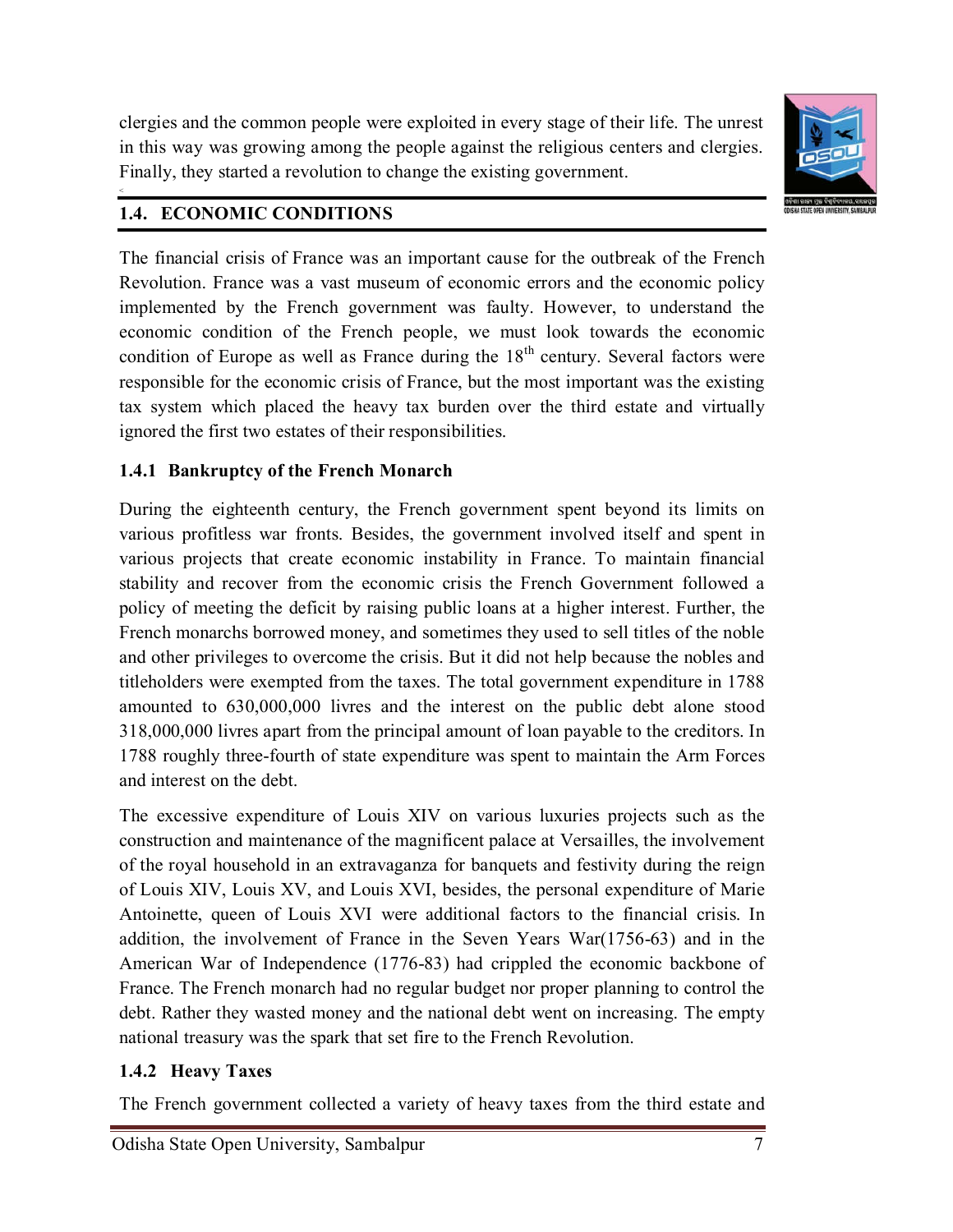clergies and the common people were exploited in every stage of their life. The unrest in this way was growing among the people against the religious centers and clergies. Finally, they started a revolution to change the existing government.

## 1.4. ECONOMIC CONDITIONS

The financial crisis of France was an important cause for the outbreak of the French Revolution. France was a vast museum of economic errors and the economic policy implemented by the French government was faulty. However, to understand the economic condition of the French people, we must look towards the economic condition of Europe as well as France during the 18th century. Several factors were responsible for the economic crisis of France, but the most important was the existing tax system which placed the heavy tax burden over the third estate and virtually ignored the first two estates of their responsibilities.

### 1.4.1 Bankruptcy of the French Monarch

During the eighteenth century, the French government spent beyond its limits on various profitless war fronts. Besides, the government involved itself and spent in various projects that create economic instability in France. To maintain financial stability and recover from the economic crisis the French Government followed a policy of meeting the deficit by raising public loans at a higher interest. Further, the French monarchs borrowed money, and sometimes they used to sell titles of the noble and other privileges to overcome the crisis. But it did not help because the nobles and titleholders were exempted from the taxes. The total government expenditure in 1788 amounted to 630,000,000 livres and the interest on the public debt alone stood 318,000,000 livres apart from the principal amount of loan payable to the creditors. In 1788 roughly three-fourth of state expenditure was spent to maintain the Arm Forces and interest on the debt.

The excessive expenditure of Louis XIV on various luxuries projects such as the construction and maintenance of the magnificent palace at Versailles, the involvement of the royal household in an extravaganza for banquets and festivity during the reign of Louis XIV, Louis XV, and Louis XVI, besides, the personal expenditure of Marie Antoinette, queen of Louis XVI were additional factors to the financial crisis. In addition, the involvement of France in the Seven Years War(1756-63) and in the American War of Independence (1776-83) had crippled the economic backbone of France. The French monarch had no regular budget nor proper planning to control the debt. Rather they wasted money and the national debt went on increasing. The empty national treasury was the spark that set fire to the French Revolution.

### 1.4.2 Heavy Taxes

The French government collected a variety of heavy taxes from the third estate and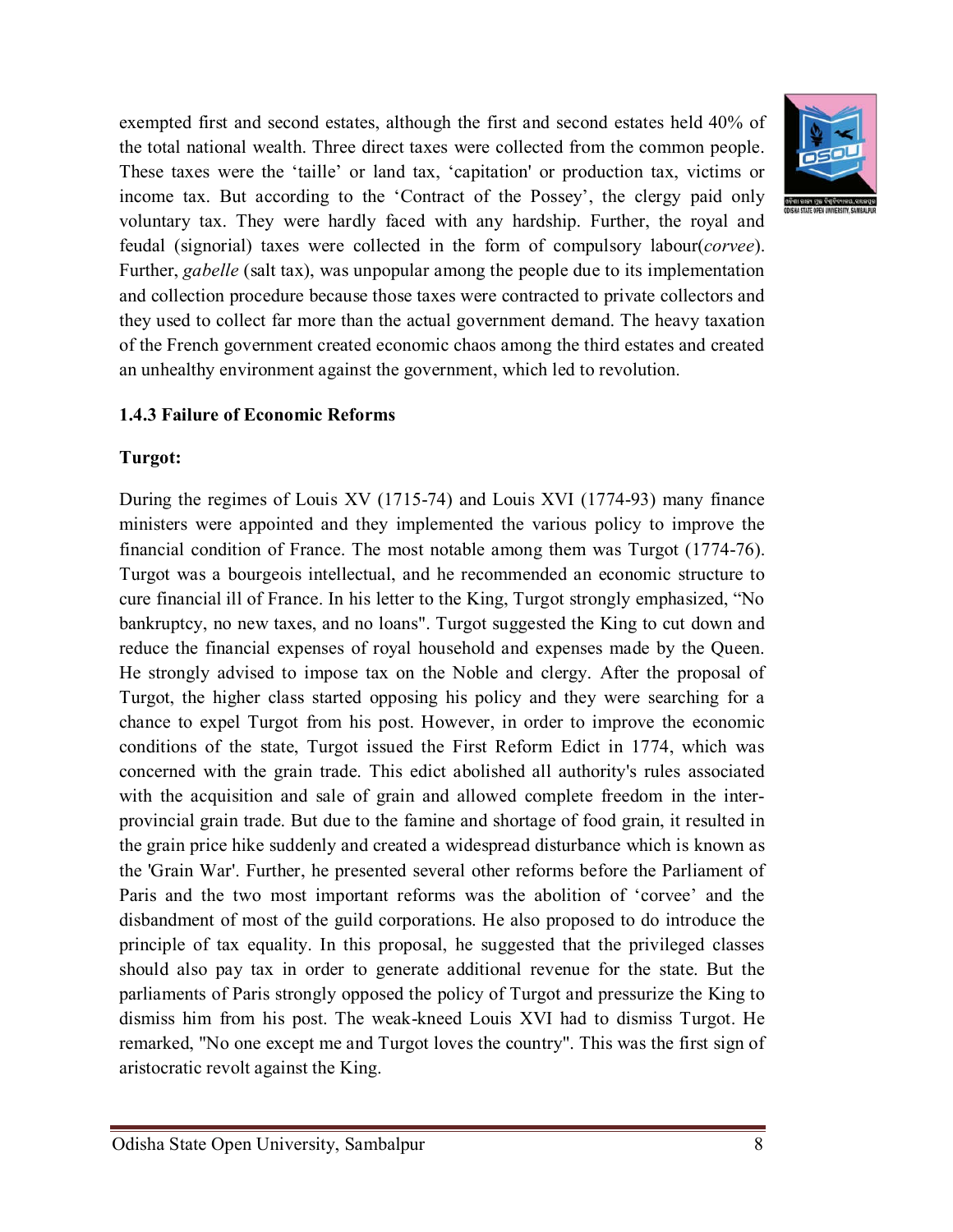exempted first and second estates, although the first and second estates held 40% of the total national wealth. Three direct taxes were collected from the common people. These taxes were the 'taille' or land tax, 'capitation' or production tax, victims or income tax. But according to the 'Contract of the Possey', the clergy paid only voluntary tax. They were hardly faced with any hardship. Further, the royal and feudal (signorial) taxes were collected in the form of compulsory labour(*corvee*). Further, *gabelle* (salt tax), was unpopular among the people due to its implementation and collection procedure because those taxes were contracted to private collectors and they used to collect far more than the actual government demand. The heavy taxation of the French government created economic chaos among the third estates and created an unhealthy environment against the government, which led to revolution.

### 1.4.3 Failure of Economic Reforms

**Turgot:**

During the regimes of Louis XV (1715-74) and Louis XVI (1774-93) many finance ministers were appointed and they implemented the various policy to improve the financial condition of France. The most notable among them was Turgot (1774-76). Turgot was a bourgeois intellectual, and he recommended an economic structure to cure financial ill of France. In his letter to the King, Turgot strongly emphasized, "No bankruptcy, no new taxes, and no loans". Turgot suggested the King to cut down and reduce the financial expenses of royal household and expenses made by the Queen. He strongly advised to impose tax on the Noble and clergy. After the proposal of Turgot, the higher class started opposing his policy and they were searching for a chance to expel Turgot from his post. However, in order to improve the economic conditions of the state, Turgot issued the First Reform Edict in 1774, which was concerned with the grain trade. This edict abolished all authority's rules associated with the acquisition and sale of grain and allowed complete freedom in the inter-provincial grain trade. But due to the famine and shortage of food grain, it resulted in the grain price hike suddenly and created a widespread disturbance which is known as the 'Grain War'. Further, he presented several other reforms before the Parliament of Paris and the two most important reforms was the abolition of 'corvee' and the disbandment of most of the guild corporations. He also proposed to do introduce the principle of tax equality. In this proposal, he suggested that the privileged classes should also pay tax in order to generate additional revenue for the state. But the parliaments of Paris strongly opposed the policy of Turgot and pressurize the King to dismiss him from his post. The weak-kneed Louis XVI had to dismiss Turgot. He remarked, "No one except me and Turgot loves the country". This was the first sign of aristocratic revolt against the King.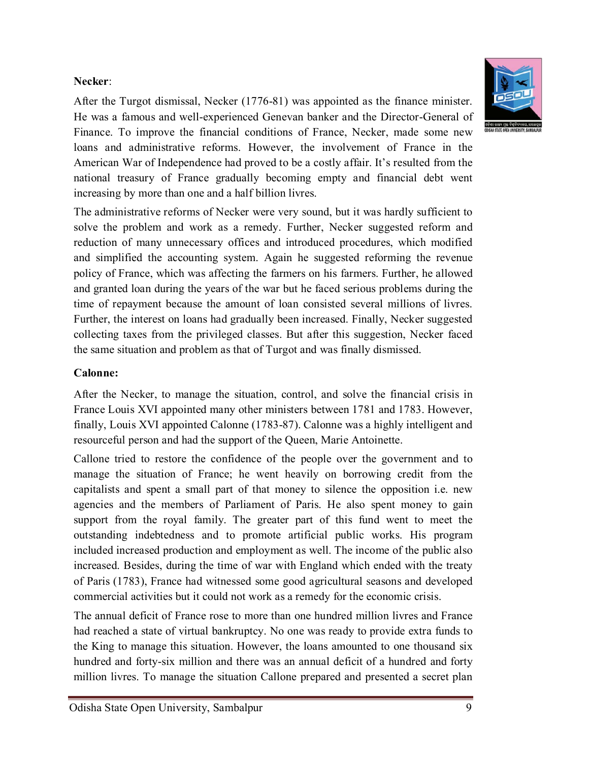**Necker**:

After the Turgot dismissal, Necker (1776-81) was appointed as the finance minister. He was a famous and well-experienced Genevan banker and the Director-General of Finance. To improve the financial conditions of France, Necker, made some new loans and administrative reforms. However, the involvement of France in the American War of Independence had proved to be a costly affair. It's resulted from the national treasury of France gradually becoming empty and financial debt went increasing by more than one and a half billion livres.

The administrative reforms of Necker were very sound, but it was hardly sufficient to solve the problem and work as a remedy. Further, Necker suggested reform and reduction of many unnecessary offices and introduced procedures, which modified and simplified the accounting system. Again he suggested reforming the revenue policy of France, which was affecting the farmers on his farmers. Further, he allowed and granted loan during the years of the war but he faced serious problems during the time of repayment because the amount of loan consisted several millions of livres. Further, the interest on loans had gradually been increased. Finally, Necker suggested collecting taxes from the privileged classes. But after this suggestion, Necker faced the same situation and problem as that of Turgot and was finally dismissed.

**Calonne:**

After the Necker, to manage the situation, control, and solve the financial crisis in France Louis XVI appointed many other ministers between 1781 and 1783. However, finally, Louis XVI appointed Calonne (1783-87). Calonne was a highly intelligent and resourceful person and had the support of the Queen, Marie Antoinette.

Callone tried to restore the confidence of the people over the government and to manage the situation of France; he went heavily on borrowing credit from the capitalists and spent a small part of that money to silence the opposition i.e. new agencies and the members of Parliament of Paris. He also spent money to gain support from the royal family. The greater part of this fund went to meet the outstanding indebtedness and to promote artificial public works. His program included increased production and employment as well. The income of the public also increased. Besides, during the time of war with England which ended with the treaty of Paris (1783), France had witnessed some good agricultural seasons and developed commercial activities but it could not work as a remedy for the economic crisis.

The annual deficit of France rose to more than one hundred million livres and France had reached a state of virtual bankruptcy. No one was ready to provide extra funds to the King to manage this situation. However, the loans amounted to one thousand six hundred and forty-six million and there was an annual deficit of a hundred and forty million livres. To manage the situation Callone prepared and presented a secret plan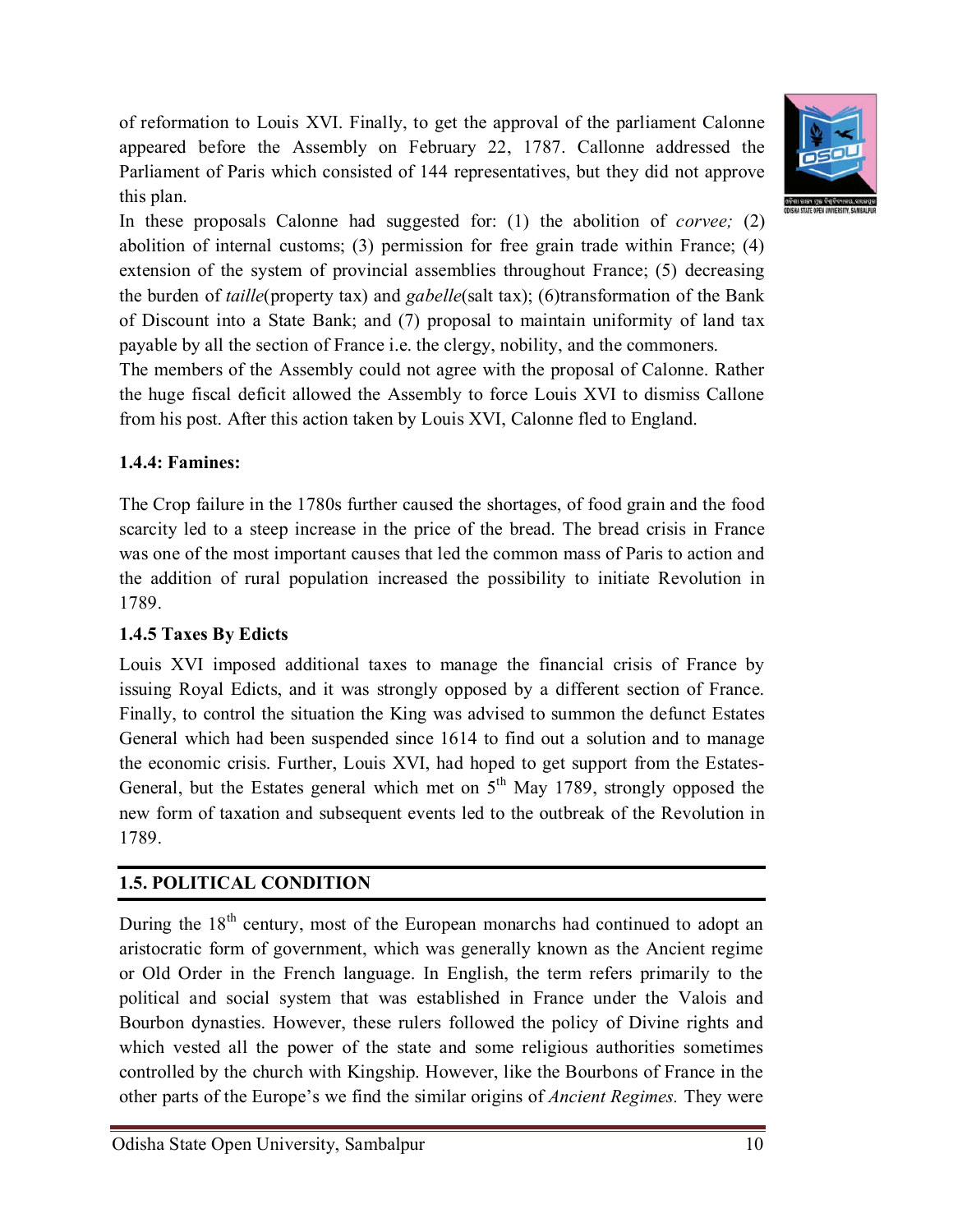of reformation to Louis XVI. Finally, to get the approval of the parliament Calonne appeared before the Assembly on February 22, 1787. Callonne addressed the Parliament of Paris which consisted of 144 representatives, but they did not approve this plan.

In these proposals Calonne had suggested for: (1) the abolition of *corvee;* (2) abolition of internal customs; (3) permission for free grain trade within France; (4) extension of the system of provincial assemblies throughout France; (5) decreasing the burden of *taille*(property tax) and *gabelle*(salt tax); (6)transformation of the Bank of Discount into a State Bank; and (7) proposal to maintain uniformity of land tax payable by all the section of France i.e. the clergy, nobility, and the commoners.

The members of the Assembly could not agree with the proposal of Calonne. Rather the huge fiscal deficit allowed the Assembly to force Louis XVI to dismiss Callone from his post. After this action taken by Louis XVI, Calonne fled to England.

### 1.4.4: Famines:

The Crop failure in the 1780s further caused the shortages, of food grain and the food scarcity led to a steep increase in the price of the bread. The bread crisis in France was one of the most important causes that led the common mass of Paris to action and the addition of rural population increased the possibility to initiate Revolution in 1789.

### 1.4.5 Taxes By Edicts

Louis XVI imposed additional taxes to manage the financial crisis of France by issuing Royal Edicts, and it was strongly opposed by a different section of France. Finally, to control the situation the King was advised to summon the defunct Estates General which had been suspended since 1614 to find out a solution and to manage the economic crisis. Further, Louis XVI, had hoped to get support from the Estates-General, but the Estates general which met on 5th May 1789, strongly opposed the new form of taxation and subsequent events led to the outbreak of the Revolution in 1789.

## 1.5. POLITICAL CONDITION

During the 18th century, most of the European monarchs had continued to adopt an aristocratic form of government, which was generally known as the Ancient regime or Old Order in the French language. In English, the term refers primarily to the political and social system that was established in France under the Valois and Bourbon dynasties. However, these rulers followed the policy of Divine rights and which vested all the power of the state and some religious authorities sometimes controlled by the church with Kingship. However, like the Bourbons of France in the other parts of the Europe's we find the similar origins of *Ancient Regimes.* They were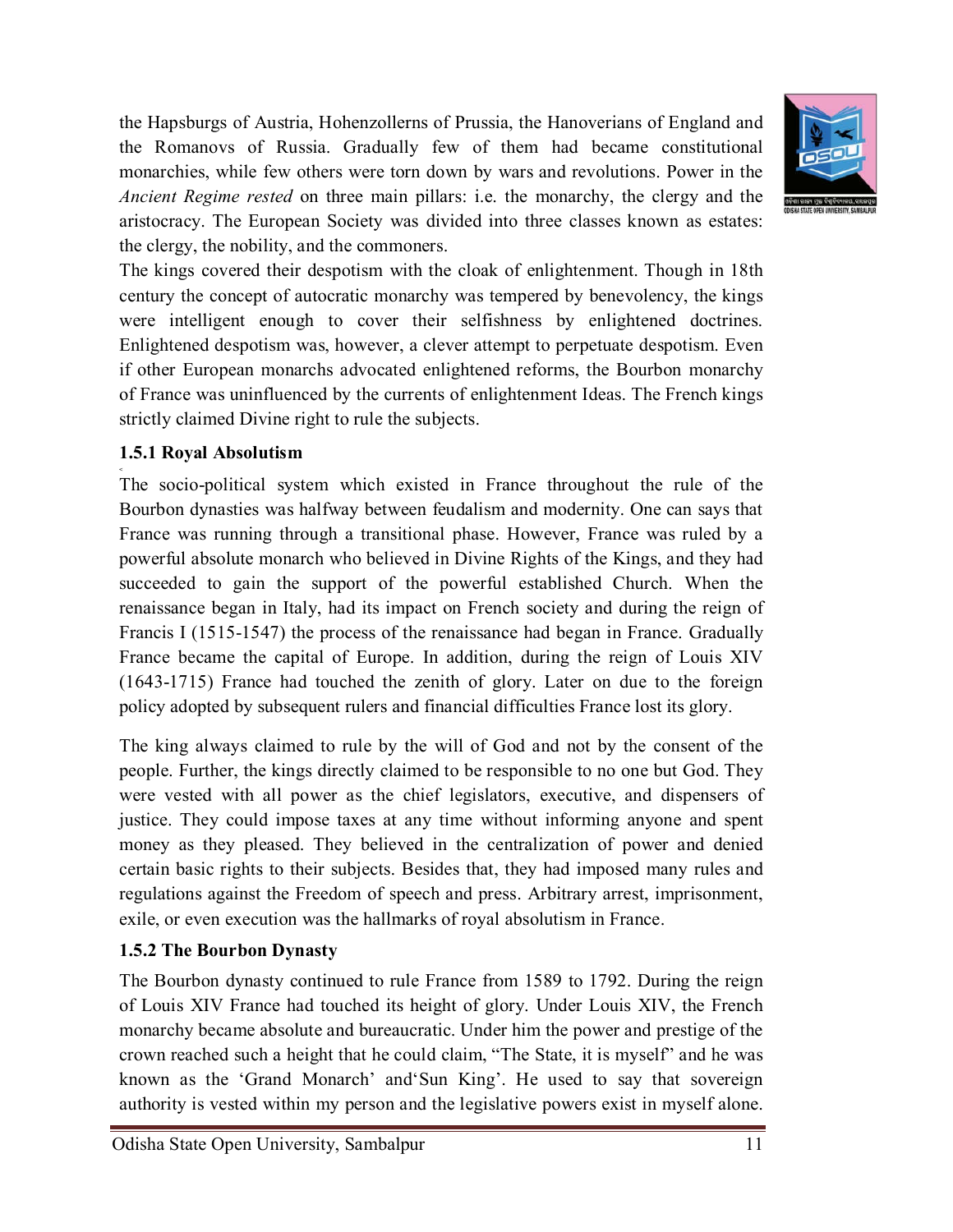the Hapsburgs of Austria, Hohenzollerns of Prussia, the Hanoverians of England and the Romanovs of Russia. Gradually few of them had became constitutional monarchies, while few others were torn down by wars and revolutions. Power in the *Ancient Regime rested* on three main pillars: i.e. the monarchy, the clergy and the aristocracy. The European Society was divided into three classes known as estates: the clergy, the nobility, and the commoners.

The kings covered their despotism with the cloak of enlightenment. Though in 18th century the concept of autocratic monarchy was tempered by benevolency, the kings were intelligent enough to cover their selfishness by enlightened doctrines. Enlightened despotism was, however, a clever attempt to perpetuate despotism. Even if other European monarchs advocated enlightened reforms, the Bourbon monarchy of France was uninfluenced by the currents of enlightenment Ideas. The French kings strictly claimed Divine right to rule the subjects.

### 1.5.1 Royal Absolutism

The socio-political system which existed in France throughout the rule of the Bourbon dynasties was halfway between feudalism and modernity. One can says that France was running through a transitional phase. However, France was ruled by a powerful absolute monarch who believed in Divine Rights of the Kings, and they had succeeded to gain the support of the powerful established Church. When the renaissance began in Italy, had its impact on French society and during the reign of Francis I (1515-1547) the process of the renaissance had began in France. Gradually France became the capital of Europe. In addition, during the reign of Louis XIV (1643-1715) France had touched the zenith of glory. Later on due to the foreign policy adopted by subsequent rulers and financial difficulties France lost its glory.

The king always claimed to rule by the will of God and not by the consent of the people. Further, the kings directly claimed to be responsible to no one but God. They were vested with all power as the chief legislators, executive, and dispensers of justice. They could impose taxes at any time without informing anyone and spent money as they pleased. They believed in the centralization of power and denied certain basic rights to their subjects. Besides that, they had imposed many rules and regulations against the Freedom of speech and press. Arbitrary arrest, imprisonment, exile, or even execution was the hallmarks of royal absolutism in France.

### 1.5.2 The Bourbon Dynasty

The Bourbon dynasty continued to rule France from 1589 to 1792. During the reign of Louis XIV France had touched its height of glory. Under Louis XIV, the French monarchy became absolute and bureaucratic. Under him the power and prestige of the crown reached such a height that he could claim, "The State, it is myself" and he was known as the 'Grand Monarch' and'Sun King'. He used to say that sovereign authority is vested within my person and the legislative powers exist in myself alone.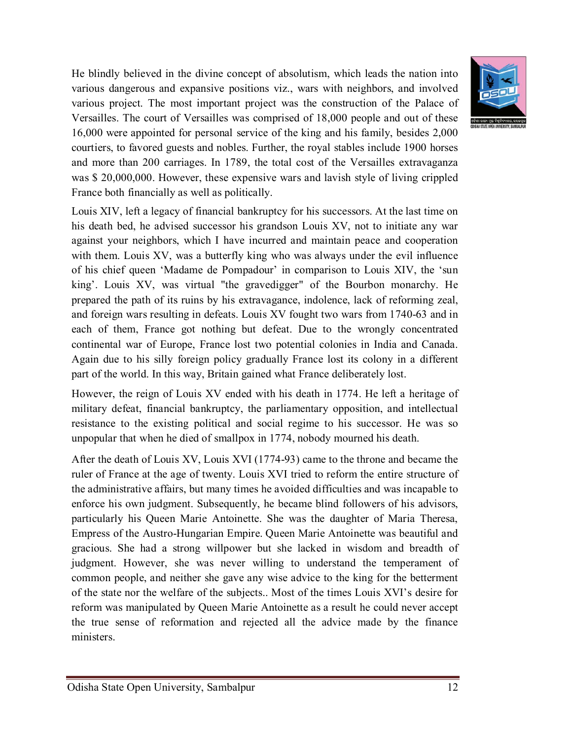He blindly believed in the divine concept of absolutism, which leads the nation into various dangerous and expansive positions viz., wars with neighbors, and involved various project. The most important project was the construction of the Palace of Versailles. The court of Versailles was comprised of 18,000 people and out of these 16,000 were appointed for personal service of the king and his family, besides 2,000 courtiers, to favored guests and nobles. Further, the royal stables include 1900 horses and more than 200 carriages. In 1789, the total cost of the Versailles extravaganza was $ 20,000,000. However, these expensive wars and lavish style of living crippled France both financially as well as politically.

Louis XIV, left a legacy of financial bankruptcy for his successors. At the last time on his death bed, he advised successor his grandson Louis XV, not to initiate any war against your neighbors, which I have incurred and maintain peace and cooperation with them. Louis XV, was a butterfly king who was always under the evil influence of his chief queen 'Madame de Pompadour' in comparison to Louis XIV, the 'sun king'. Louis XV, was virtual "the gravedigger" of the Bourbon monarchy. He prepared the path of its ruins by his extravagance, indolence, lack of reforming zeal, and foreign wars resulting in defeats. Louis XV fought two wars from 1740-63 and in each of them, France got nothing but defeat. Due to the wrongly concentrated continental war of Europe, France lost two potential colonies in India and Canada. Again due to his silly foreign policy gradually France lost its colony in a different part of the world. In this way, Britain gained what France deliberately lost.

However, the reign of Louis XV ended with his death in 1774. He left a heritage of military defeat, financial bankruptcy, the parliamentary opposition, and intellectual resistance to the existing political and social regime to his successor. He was so unpopular that when he died of smallpox in 1774, nobody mourned his death.

After the death of Louis XV, Louis XVI (1774-93) came to the throne and became the ruler of France at the age of twenty. Louis XVI tried to reform the entire structure of the administrative affairs, but many times he avoided difficulties and was incapable to enforce his own judgment. Subsequently, he became blind followers of his advisors, particularly his Queen Marie Antoinette. She was the daughter of Maria Theresa, Empress of the Austro-Hungarian Empire. Queen Marie Antoinette was beautiful and gracious. She had a strong willpower but she lacked in wisdom and breadth of judgment. However, she was never willing to understand the temperament of common people, and neither she gave any wise advice to the king for the betterment of the state nor the welfare of the subjects.. Most of the times Louis XVI's desire for reform was manipulated by Queen Marie Antoinette as a result he could never accept the true sense of reformation and rejected all the advice made by the finance ministers.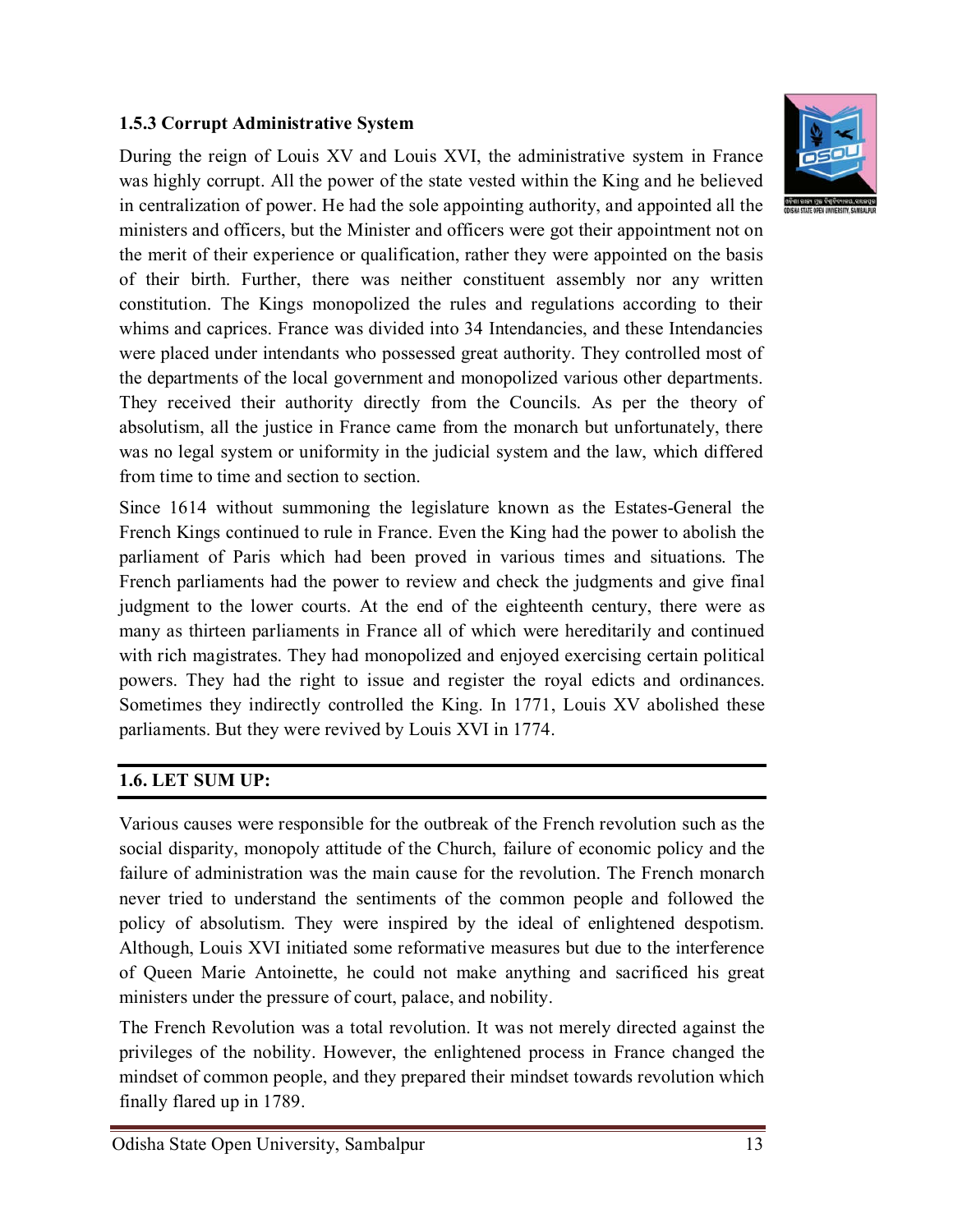### 1.5.3 Corrupt Administrative System

During the reign of Louis XV and Louis XVI, the administrative system in France was highly corrupt. All the power of the state vested within the King and he believed in centralization of power. He had the sole appointing authority, and appointed all the ministers and officers, but the Minister and officers were got their appointment not on the merit of their experience or qualification, rather they were appointed on the basis of their birth. Further, there was neither constituent assembly nor any written constitution. The Kings monopolized the rules and regulations according to their whims and caprices. France was divided into 34 Intendancies, and these Intendancies were placed under intendants who possessed great authority. They controlled most of the departments of the local government and monopolized various other departments. They received their authority directly from the Councils. As per the theory of absolutism, all the justice in France came from the monarch but unfortunately, there was no legal system or uniformity in the judicial system and the law, which differed from time to time and section to section.

Since 1614 without summoning the legislature known as the Estates-General the French Kings continued to rule in France. Even the King had the power to abolish the parliament of Paris which had been proved in various times and situations. The French parliaments had the power to review and check the judgments and give final judgment to the lower courts. At the end of the eighteenth century, there were as many as thirteen parliaments in France all of which were hereditarily and continued with rich magistrates. They had monopolized and enjoyed exercising certain political powers. They had the right to issue and register the royal edicts and ordinances. Sometimes they indirectly controlled the King. In 1771, Louis XV abolished these parliaments. But they were revived by Louis XVI in 1774.

## 1.6. LET SUM UP:

Various causes were responsible for the outbreak of the French revolution such as the social disparity, monopoly attitude of the Church, failure of economic policy and the failure of administration was the main cause for the revolution. The French monarch never tried to understand the sentiments of the common people and followed the policy of absolutism. They were inspired by the ideal of enlightened despotism. Although, Louis XVI initiated some reformative measures but due to the interference of Queen Marie Antoinette, he could not make anything and sacrificed his great ministers under the pressure of court, palace, and nobility.

The French Revolution was a total revolution. It was not merely directed against the privileges of the nobility. However, the enlightened process in France changed the mindset of common people, and they prepared their mindset towards revolution which finally flared up in 1789.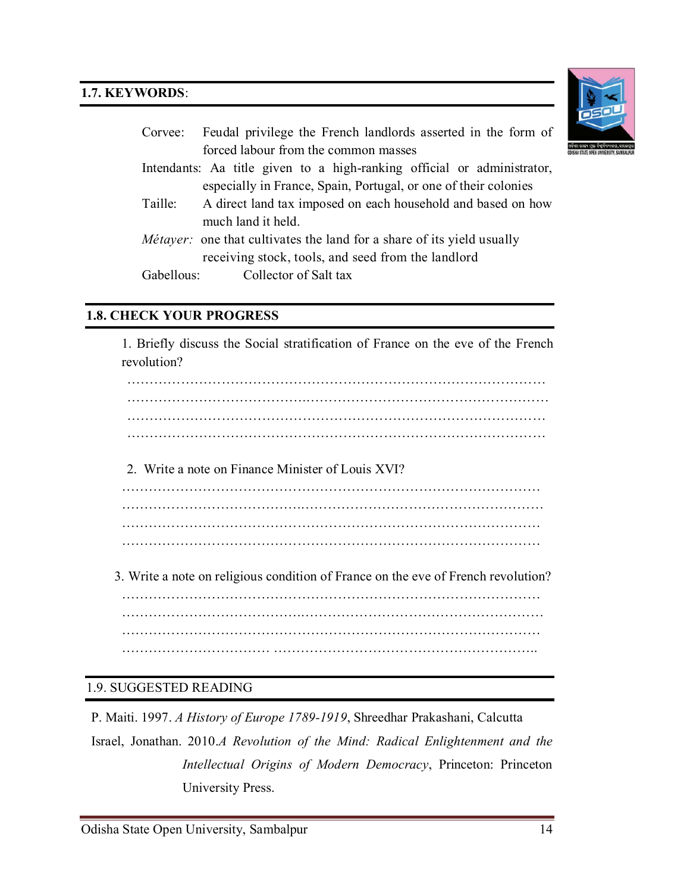## 1.7. KEYWORDS:

Corvee: Feudal privilege the French landlords asserted in the form of forced labour from the common masses

Intendants: Aa title given to a high-ranking official or administrator, especially in France, Spain, Portugal, or one of their colonies

Taille: A direct land tax imposed on each household and based on how much land it held.

*Métayer:* one that cultivates the land for a share of its yield usually receiving stock, tools, and seed from the landlord

Gabellous: Collector of Salt tax

## 1.8. CHECK YOUR PROGRESS

1. Briefly discuss the Social stratification of France on the eve of the French revolution?

………………………………………………………………………………………
………………………………………………………………………………………
………………………………………………………………………………………
………………………………………………………………………………………

2. Write a note on Finance Minister of Louis XVI?

………………………………………………………………………………………
………………………………………………………………………………………
………………………………………………………………………………………
………………………………………………………………………………………

3. Write a note on religious condition of France on the eve of French revolution?

………………………………………………………………………………………
………………………………………………………………………………………
………………………………………………………………………………………
………………………………………………………………………………………

## 1.9. SUGGESTED READING

P. Maiti. 1997. *A History of Europe 1789-1919*, Shreedhar Prakashani, Calcutta

Israel, Jonathan. 2010.*A Revolution of the Mind: Radical Enlightenment and the Intellectual Origins of Modern Democracy*, Princeton: Princeton University Press.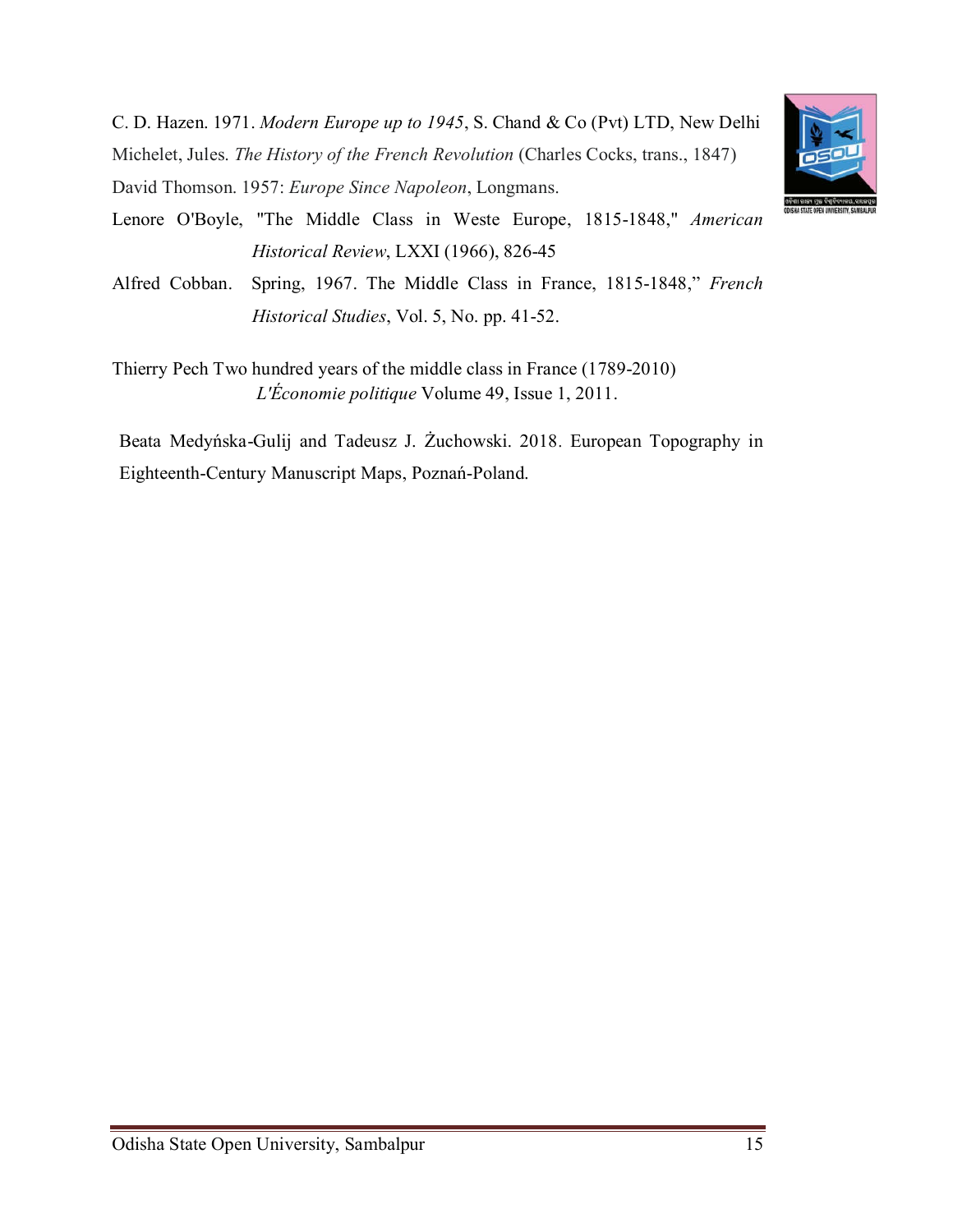C. D. Hazen. 1971. *Modern Europe up to 1945*, S. Chand & Co (Pvt) LTD, New Delhi

Michelet, Jules. *The History of the French Revolution* (Charles Cocks, trans., 1847)

David Thomson. 1957: *Europe Since Napoleon*, Longmans.

Lenore O'Boyle, "The Middle Class in Weste Europe, 1815-1848," *American Historical Review*, LXXI (1966), 826-45

Alfred Cobban. Spring, 1967. The Middle Class in France, 1815-1848," *French Historical Studies*, Vol. 5, No. pp. 41-52.

Thierry Pech Two hundred years of the middle class in France (1789-2010) *L'Économie politique* Volume 49, Issue 1, 2011.

Beata Medyńska-Gulij and Tadeusz J. Żuchowski. 2018. European Topography in Eighteenth-Century Manuscript Maps, Poznań-Poland.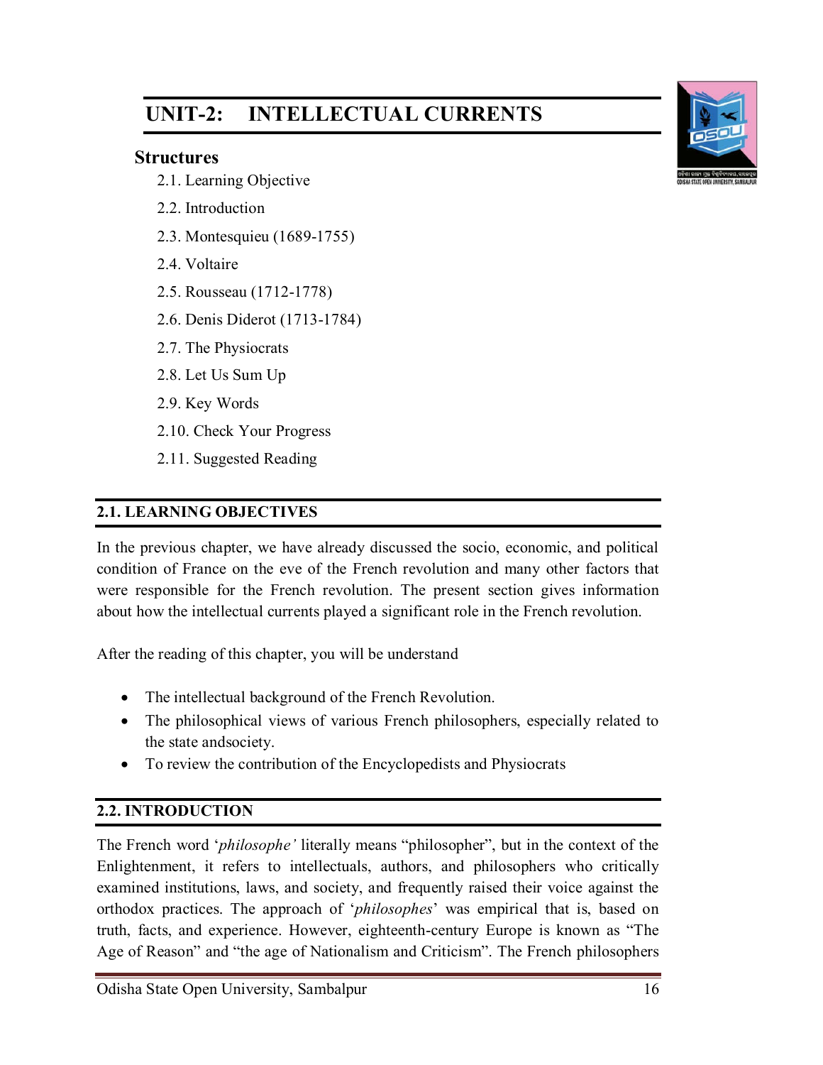# UNIT-2: INTELLECTUAL CURRENTS

## Structures

2.1. Learning Objective

2.2. Introduction

2.3. Montesquieu (1689-1755)

2.4. Voltaire

2.5. Rousseau (1712-1778)

2.6. Denis Diderot (1713-1784)

2.7. The Physiocrats

2.8. Let Us Sum Up

2.9. Key Words

2.10. Check Your Progress

2.11. Suggested Reading

## 2.1. LEARNING OBJECTIVES

In the previous chapter, we have already discussed the socio, economic, and political condition of France on the eve of the French revolution and many other factors that were responsible for the French revolution. The present section gives information about how the intellectual currents played a significant role in the French revolution.

After the reading of this chapter, you will be understand

- The intellectual background of the French Revolution.
- The philosophical views of various French philosophers, especially related to the state andsociety.
- To review the contribution of the Encyclopedists and Physiocrats

## 2.2. INTRODUCTION

The French word '*philosophe'* literally means "philosopher", but in the context of the Enlightenment, it refers to intellectuals, authors, and philosophers who critically examined institutions, laws, and society, and frequently raised their voice against the orthodox practices. The approach of '*philosophes*' was empirical that is, based on truth, facts, and experience. However, eighteenth-century Europe is known as "The Age of Reason" and "the age of Nationalism and Criticism". The French philosophers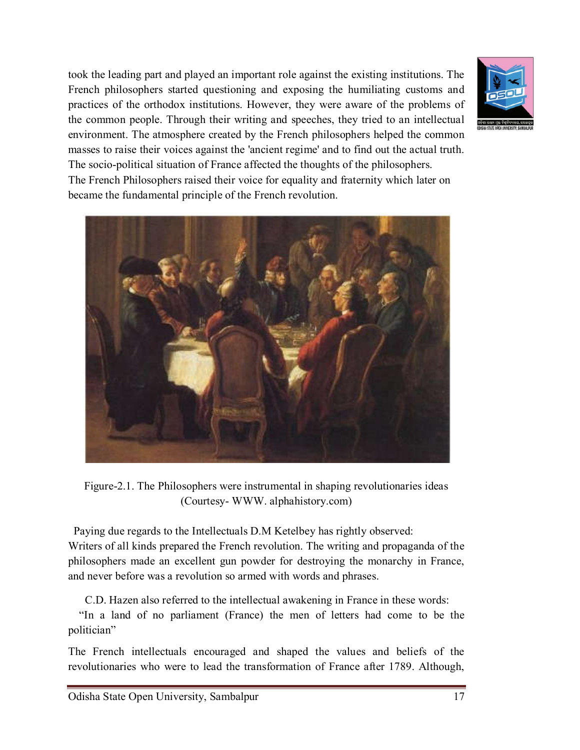took the leading part and played an important role against the existing institutions. The French philosophers started questioning and exposing the humiliating customs and practices of the orthodox institutions. However, they were aware of the problems of the common people. Through their writing and speeches, they tried to an intellectual environment. The atmosphere created by the French philosophers helped the common masses to raise their voices against the 'ancient regime' and to find out the actual truth. The socio-political situation of France affected the thoughts of the philosophers.
The French Philosophers raised their voice for equality and fraternity which later on became the fundamental principle of the French revolution.

Figure-2.1. The Philosophers were instrumental in shaping revolutionaries ideas (Courtesy- WWW. alphahistory.com)

Paying due regards to the Intellectuals D.M Ketelbey has rightly observed:
Writers of all kinds prepared the French revolution. The writing and propaganda of the philosophers made an excellent gun powder for destroying the monarchy in France, and never before was a revolution so armed with words and phrases.

C.D. Hazen also referred to the intellectual awakening in France in these words:
"In a land of no parliament (France) the men of letters had come to be the politician"

The French intellectuals encouraged and shaped the values and beliefs of the revolutionaries who were to lead the transformation of France after 1789. Although,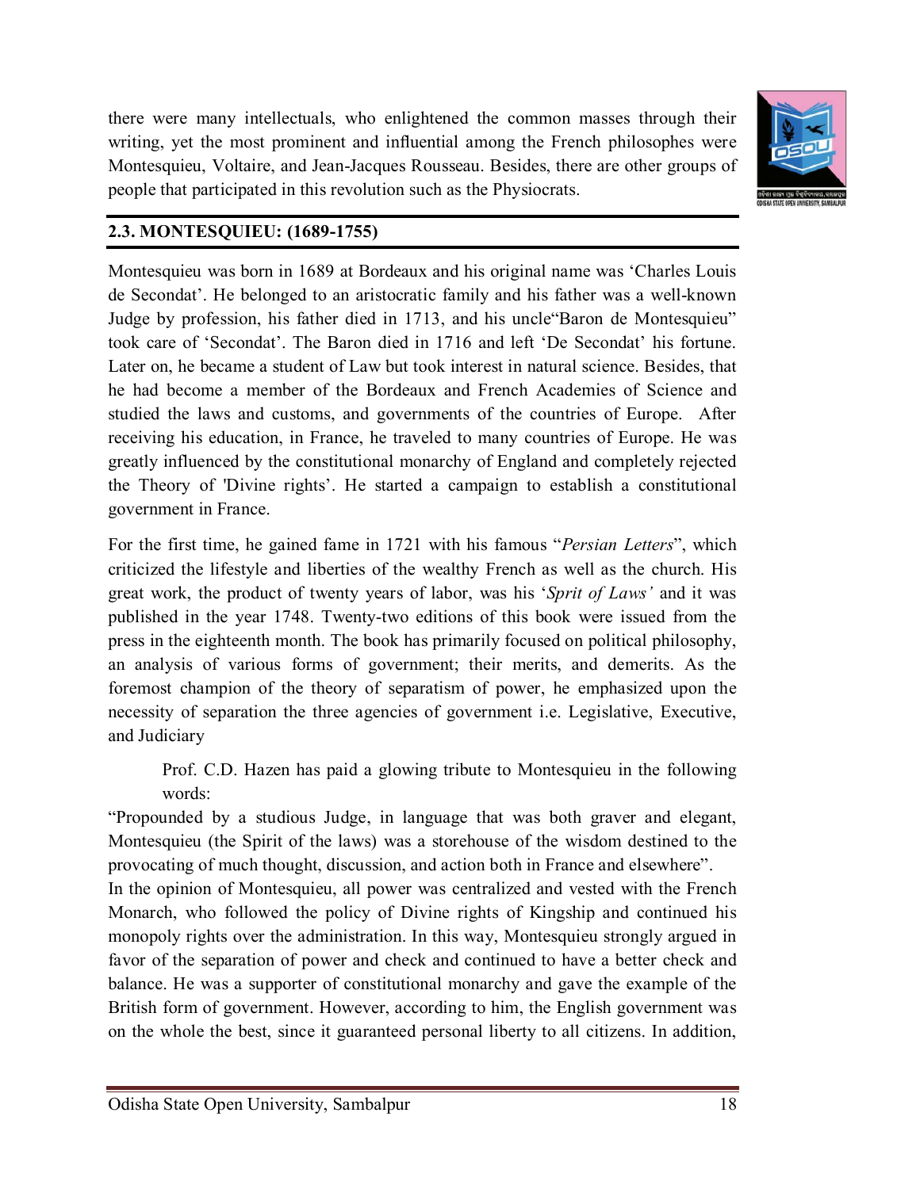there were many intellectuals, who enlightened the common masses through their writing, yet the most prominent and influential among the French philosophes were Montesquieu, Voltaire, and Jean-Jacques Rousseau. Besides, there are other groups of people that participated in this revolution such as the Physiocrats.

## 2.3. MONTESQUIEU: (1689-1755)

Montesquieu was born in 1689 at Bordeaux and his original name was 'Charles Louis de Secondat'. He belonged to an aristocratic family and his father was a well-known Judge by profession, his father died in 1713, and his uncle"Baron de Montesquieu" took care of 'Secondat'. The Baron died in 1716 and left 'De Secondat' his fortune. Later on, he became a student of Law but took interest in natural science. Besides, that he had become a member of the Bordeaux and French Academies of Science and studied the laws and customs, and governments of the countries of Europe. After receiving his education, in France, he traveled to many countries of Europe. He was greatly influenced by the constitutional monarchy of England and completely rejected the Theory of 'Divine rights'. He started a campaign to establish a constitutional government in France.

For the first time, he gained fame in 1721 with his famous "*Persian Letters*", which criticized the lifestyle and liberties of the wealthy French as well as the church. His great work, the product of twenty years of labor, was his '*Sprit of Laws'* and it was published in the year 1748. Twenty-two editions of this book were issued from the press in the eighteenth month. The book has primarily focused on political philosophy, an analysis of various forms of government; their merits, and demerits. As the foremost champion of the theory of separatism of power, he emphasized upon the necessity of separation the three agencies of government i.e. Legislative, Executive, and Judiciary

Prof. C.D. Hazen has paid a glowing tribute to Montesquieu in the following words:

"Propounded by a studious Judge, in language that was both graver and elegant, Montesquieu (the Spirit of the laws) was a storehouse of the wisdom destined to the provocating of much thought, discussion, and action both in France and elsewhere".

In the opinion of Montesquieu, all power was centralized and vested with the French Monarch, who followed the policy of Divine rights of Kingship and continued his monopoly rights over the administration. In this way, Montesquieu strongly argued in favor of the separation of power and check and continued to have a better check and balance. He was a supporter of constitutional monarchy and gave the example of the British form of government. However, according to him, the English government was on the whole the best, since it guaranteed personal liberty to all citizens. In addition,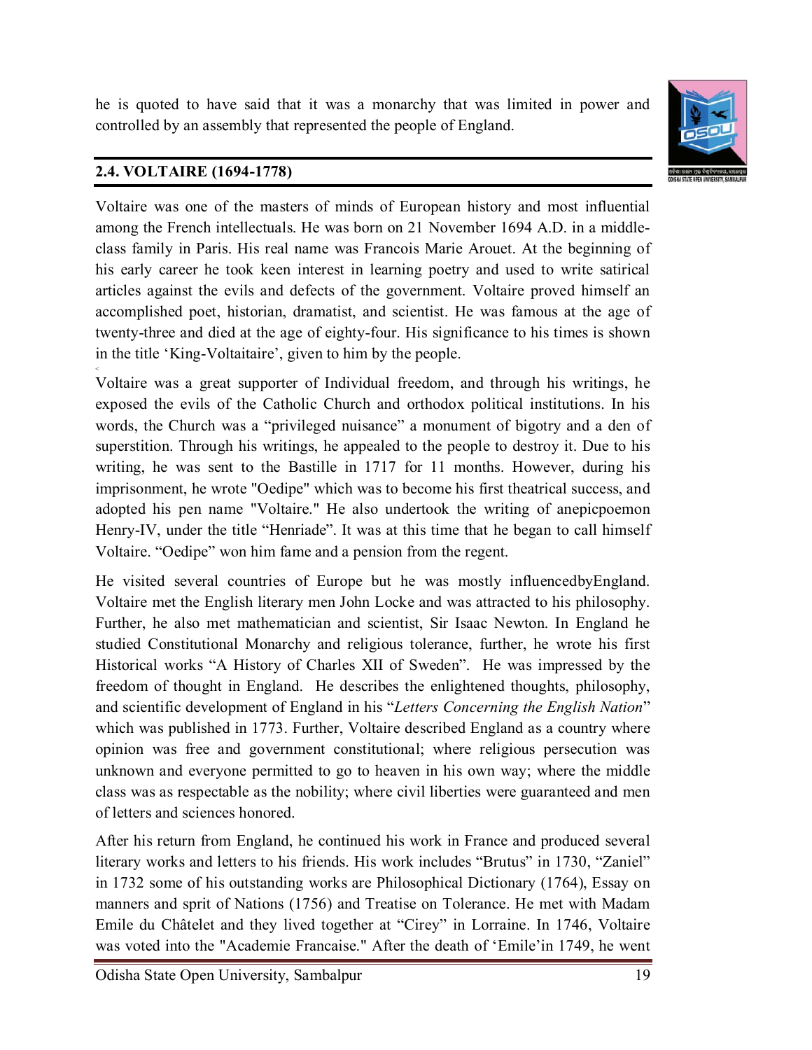he is quoted to have said that it was a monarchy that was limited in power and controlled by an assembly that represented the people of England.

## 2.4. VOLTAIRE (1694-1778)

Voltaire was one of the masters of minds of European history and most influential among the French intellectuals. He was born on 21 November 1694 A.D. in a middle-class family in Paris. His real name was Francois Marie Arouet. At the beginning of his early career he took keen interest in learning poetry and used to write satirical articles against the evils and defects of the government. Voltaire proved himself an accomplished poet, historian, dramatist, and scientist. He was famous at the age of twenty-three and died at the age of eighty-four. His significance to his times is shown in the title 'King-Voltaitaire', given to him by the people.

Voltaire was a great supporter of Individual freedom, and through his writings, he exposed the evils of the Catholic Church and orthodox political institutions. In his words, the Church was a "privileged nuisance" a monument of bigotry and a den of superstition. Through his writings, he appealed to the people to destroy it. Due to his writing, he was sent to the Bastille in 1717 for 11 months. However, during his imprisonment, he wrote "Oedipe" which was to become his first theatrical success, and adopted his pen name "Voltaire." He also undertook the writing of anepicpoemon Henry-IV, under the title "Henriade". It was at this time that he began to call himself Voltaire. "Oedipe" won him fame and a pension from the regent.

He visited several countries of Europe but he was mostly influencedbyEngland. Voltaire met the English literary men John Locke and was attracted to his philosophy. Further, he also met mathematician and scientist, Sir Isaac Newton. In England he studied Constitutional Monarchy and religious tolerance, further, he wrote his first Historical works "A History of Charles XII of Sweden". He was impressed by the freedom of thought in England. He describes the enlightened thoughts, philosophy, and scientific development of England in his "*Letters Concerning the English Nation*" which was published in 1773. Further, Voltaire described England as a country where opinion was free and government constitutional; where religious persecution was unknown and everyone permitted to go to heaven in his own way; where the middle class was as respectable as the nobility; where civil liberties were guaranteed and men of letters and sciences honored.

After his return from England, he continued his work in France and produced several literary works and letters to his friends. His work includes "Brutus" in 1730, "Zaniel" in 1732 some of his outstanding works are Philosophical Dictionary (1764), Essay on manners and sprit of Nations (1756) and Treatise on Tolerance. He met with Madam Emile du Châtelet and they lived together at "Cirey" in Lorraine. In 1746, Voltaire was voted into the "Academie Francaise." After the death of 'Emile'in 1749, he went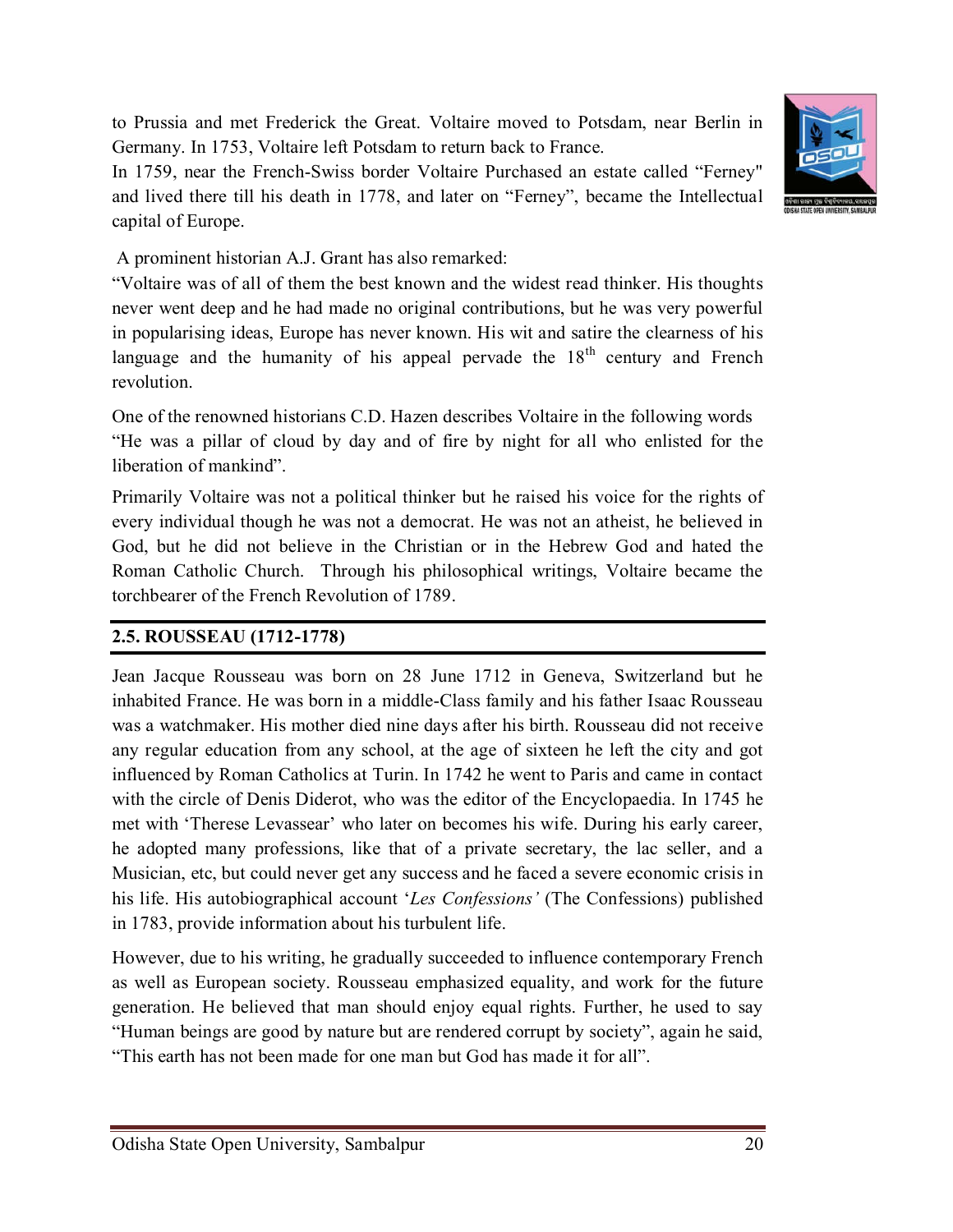to Prussia and met Frederick the Great. Voltaire moved to Potsdam, near Berlin in Germany. In 1753, Voltaire left Potsdam to return back to France.

In 1759, near the French-Swiss border Voltaire Purchased an estate called "Ferney" and lived there till his death in 1778, and later on "Ferney", became the Intellectual capital of Europe.

A prominent historian A.J. Grant has also remarked:

"Voltaire was of all of them the best known and the widest read thinker. His thoughts never went deep and he had made no original contributions, but he was very powerful in popularising ideas, Europe has never known. His wit and satire the clearness of his language and the humanity of his appeal pervade the 18th century and French revolution.

One of the renowned historians C.D. Hazen describes Voltaire in the following words "He was a pillar of cloud by day and of fire by night for all who enlisted for the liberation of mankind".

Primarily Voltaire was not a political thinker but he raised his voice for the rights of every individual though he was not a democrat. He was not an atheist, he believed in God, but he did not believe in the Christian or in the Hebrew God and hated the Roman Catholic Church. Through his philosophical writings, Voltaire became the torchbearer of the French Revolution of 1789.

## 2.5. ROUSSEAU (1712-1778)

Jean Jacque Rousseau was born on 28 June 1712 in Geneva, Switzerland but he inhabited France. He was born in a middle-Class family and his father Isaac Rousseau was a watchmaker. His mother died nine days after his birth. Rousseau did not receive any regular education from any school, at the age of sixteen he left the city and got influenced by Roman Catholics at Turin. In 1742 he went to Paris and came in contact with the circle of Denis Diderot, who was the editor of the Encyclopaedia. In 1745 he met with 'Therese Levassear' who later on becomes his wife. During his early career, he adopted many professions, like that of a private secretary, the lac seller, and a Musician, etc, but could never get any success and he faced a severe economic crisis in his life. His autobiographical account '*Les Confessions*' (The Confessions) published in 1783, provide information about his turbulent life.

However, due to his writing, he gradually succeeded to influence contemporary French as well as European society. Rousseau emphasized equality, and work for the future generation. He believed that man should enjoy equal rights. Further, he used to say "Human beings are good by nature but are rendered corrupt by society", again he said, "This earth has not been made for one man but God has made it for all".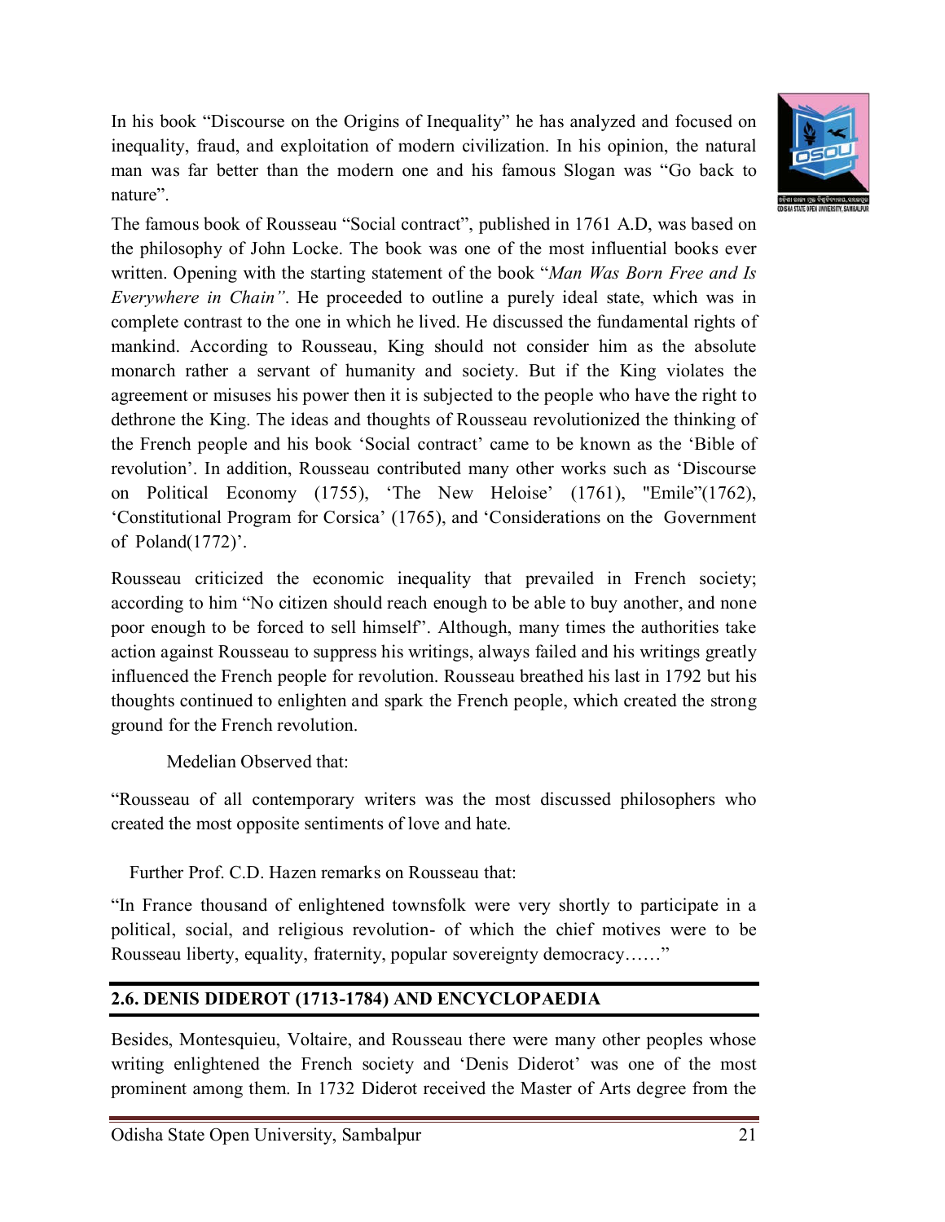In his book "Discourse on the Origins of Inequality" he has analyzed and focused on inequality, fraud, and exploitation of modern civilization. In his opinion, the natural man was far better than the modern one and his famous Slogan was "Go back to nature".

The famous book of Rousseau "Social contract", published in 1761 A.D, was based on the philosophy of John Locke. The book was one of the most influential books ever written. Opening with the starting statement of the book "*Man Was Born Free and Is Everywhere in Chain"*. He proceeded to outline a purely ideal state, which was in complete contrast to the one in which he lived. He discussed the fundamental rights of mankind. According to Rousseau, King should not consider him as the absolute monarch rather a servant of humanity and society. But if the King violates the agreement or misuses his power then it is subjected to the people who have the right to dethrone the King. The ideas and thoughts of Rousseau revolutionized the thinking of the French people and his book 'Social contract' came to be known as the 'Bible of revolution'. In addition, Rousseau contributed many other works such as 'Discourse on Political Economy (1755), 'The New Heloise' (1761), "Emile"(1762), 'Constitutional Program for Corsica' (1765), and 'Considerations on the Government of Poland(1772)'.

Rousseau criticized the economic inequality that prevailed in French society; according to him "No citizen should reach enough to be able to buy another, and none poor enough to be forced to sell himself". Although, many times the authorities take action against Rousseau to suppress his writings, always failed and his writings greatly influenced the French people for revolution. Rousseau breathed his last in 1792 but his thoughts continued to enlighten and spark the French people, which created the strong ground for the French revolution.

Medelian Observed that:

"Rousseau of all contemporary writers was the most discussed philosophers who created the most opposite sentiments of love and hate.

Further Prof. C.D. Hazen remarks on Rousseau that:

"In France thousand of enlightened townsfolk were very shortly to participate in a political, social, and religious revolution- of which the chief motives were to be Rousseau liberty, equality, fraternity, popular sovereignty democracy……"

## 2.6. DENIS DIDEROT (1713-1784) AND ENCYCLOPAEDIA

Besides, Montesquieu, Voltaire, and Rousseau there were many other peoples whose writing enlightened the French society and 'Denis Diderot' was one of the most prominent among them. In 1732 Diderot received the Master of Arts degree from the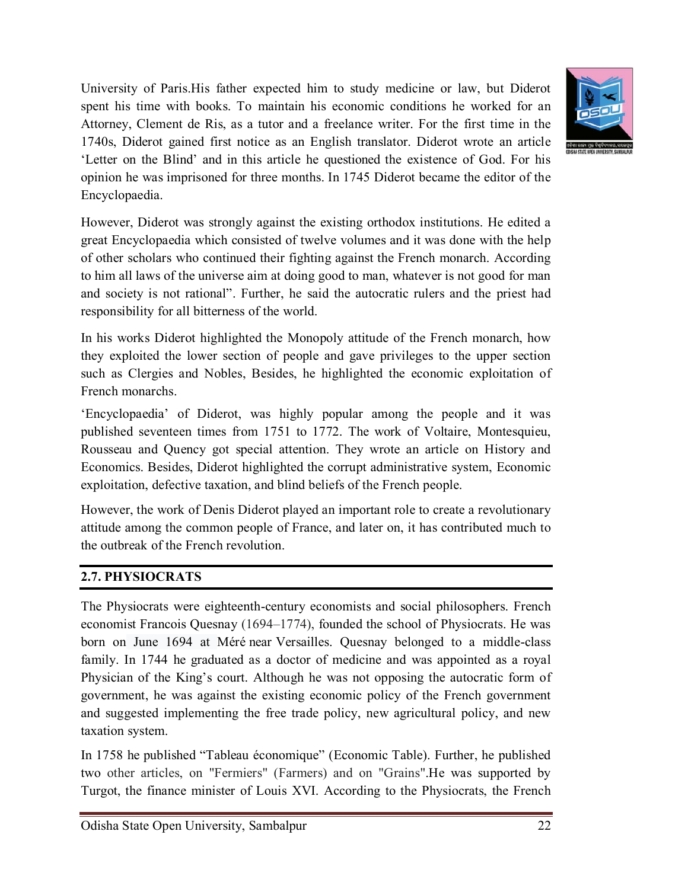University of Paris.His father expected him to study medicine or law, but Diderot spent his time with books. To maintain his economic conditions he worked for an Attorney, Clement de Ris, as a tutor and a freelance writer. For the first time in the 1740s, Diderot gained first notice as an English translator. Diderot wrote an article 'Letter on the Blind' and in this article he questioned the existence of God. For his opinion he was imprisoned for three months. In 1745 Diderot became the editor of the Encyclopaedia.

However, Diderot was strongly against the existing orthodox institutions. He edited a great Encyclopaedia which consisted of twelve volumes and it was done with the help of other scholars who continued their fighting against the French monarch. According to him all laws of the universe aim at doing good to man, whatever is not good for man and society is not rational". Further, he said the autocratic rulers and the priest had responsibility for all bitterness of the world.

In his works Diderot highlighted the Monopoly attitude of the French monarch, how they exploited the lower section of people and gave privileges to the upper section such as Clergies and Nobles, Besides, he highlighted the economic exploitation of French monarchs.

'Encyclopaedia' of Diderot, was highly popular among the people and it was published seventeen times from 1751 to 1772. The work of Voltaire, Montesquieu, Rousseau and Quency got special attention. They wrote an article on History and Economics. Besides, Diderot highlighted the corrupt administrative system, Economic exploitation, defective taxation, and blind beliefs of the French people.

However, the work of Denis Diderot played an important role to create a revolutionary attitude among the common people of France, and later on, it has contributed much to the outbreak of the French revolution.

## 2.7. PHYSIOCRATS

The Physiocrats were eighteenth-century economists and social philosophers. French economist Francois Quesnay (1694–1774), founded the school of Physiocrats. He was born on June 1694 at Méré near Versailles. Quesnay belonged to a middle-class family. In 1744 he graduated as a doctor of medicine and was appointed as a royal Physician of the King's court. Although he was not opposing the autocratic form of government, he was against the existing economic policy of the French government and suggested implementing the free trade policy, new agricultural policy, and new taxation system.

In 1758 he published "Tableau économique" (Economic Table). Further, he published two other articles, on "Fermiers" (Farmers) and on "Grains".He was supported by Turgot, the finance minister of Louis XVI. According to the Physiocrats, the French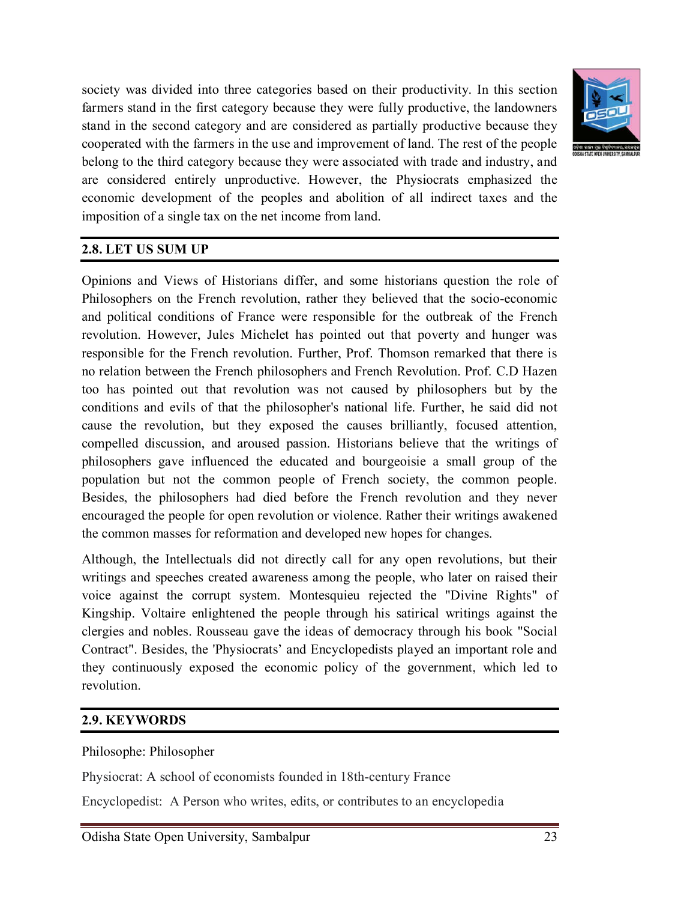society was divided into three categories based on their productivity. In this section farmers stand in the first category because they were fully productive, the landowners stand in the second category and are considered as partially productive because they cooperated with the farmers in the use and improvement of land. The rest of the people belong to the third category because they were associated with trade and industry, and are considered entirely unproductive. However, the Physiocrats emphasized the economic development of the peoples and abolition of all indirect taxes and the imposition of a single tax on the net income from land.

## 2.8. LET US SUM UP

Opinions and Views of Historians differ, and some historians question the role of Philosophers on the French revolution, rather they believed that the socio-economic and political conditions of France were responsible for the outbreak of the French revolution. However, Jules Michelet has pointed out that poverty and hunger was responsible for the French revolution. Further, Prof. Thomson remarked that there is no relation between the French philosophers and French Revolution. Prof. C.D Hazen too has pointed out that revolution was not caused by philosophers but by the conditions and evils of that the philosopher's national life. Further, he said did not cause the revolution, but they exposed the causes brilliantly, focused attention, compelled discussion, and aroused passion. Historians believe that the writings of philosophers gave influenced the educated and bourgeoisie a small group of the population but not the common people of French society, the common people. Besides, the philosophers had died before the French revolution and they never encouraged the people for open revolution or violence. Rather their writings awakened the common masses for reformation and developed new hopes for changes.

Although, the Intellectuals did not directly call for any open revolutions, but their writings and speeches created awareness among the people, who later on raised their voice against the corrupt system. Montesquieu rejected the "Divine Rights" of Kingship. Voltaire enlightened the people through his satirical writings against the clergies and nobles. Rousseau gave the ideas of democracy through his book "Social Contract". Besides, the 'Physiocrats' and Encyclopedists played an important role and they continuously exposed the economic policy of the government, which led to revolution.

## 2.9. KEYWORDS

Philosophe: Philosopher

Physiocrat: A school of economists founded in 18th-century France

Encyclopedist: A Person who writes, edits, or contributes to an encyclopedia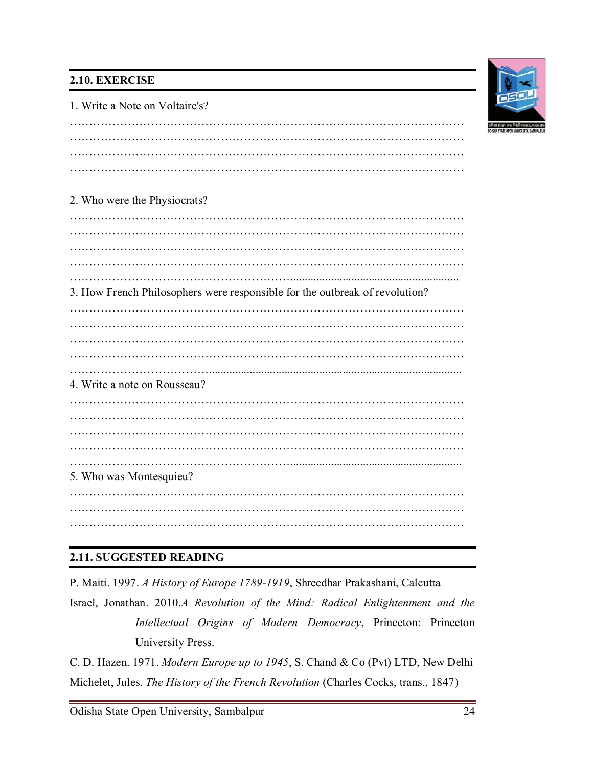## 2.10. EXERCISE

1. Write a Note on Voltaire's?

…………………………………………………………………………………………
…………………………………………………………………………………………
…………………………………………………………………………………………
…………………………………………………………………………………………

2. Who were the Physiocrats?

…………………………………………………………………………………………
…………………………………………………………………………………………
…………………………………………………………………………………………
…………………………………………………………………………………………
…………………………………………………………………………………………

3. How French Philosophers were responsible for the outbreak of revolution?

…………………………………………………………………………………………
…………………………………………………………………………………………
…………………………………………………………………………………………
…………………………………………………………………………………………
…………………………………………………………………………………………

4. Write a note on Rousseau?

…………………………………………………………………………………………
…………………………………………………………………………………………
…………………………………………………………………………………………
…………………………………………………………………………………………
…………………………………………………………………………………………

5. Who was Montesquieu?

…………………………………………………………………………………………
…………………………………………………………………………………………
…………………………………………………………………………………………

## 2.11. SUGGESTED READING

P. Maiti. 1997. *A History of Europe 1789-1919*, Shreedhar Prakashani, Calcutta

Israel, Jonathan. 2010.*A Revolution of the Mind: Radical Enlightenment and the Intellectual Origins of Modern Democracy*, Princeton: Princeton University Press.

C. D. Hazen. 1971. *Modern Europe up to 1945*, S. Chand & Co (Pvt) LTD, New Delhi

Michelet, Jules. *The History of the French Revolution* (Charles Cocks, trans., 1847)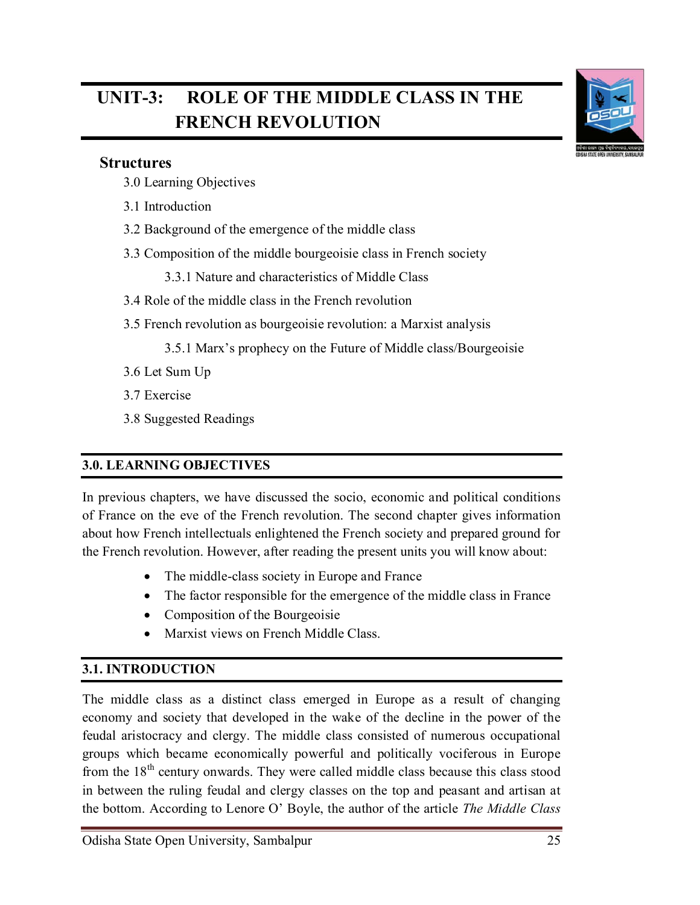# UNIT-3: ROLE OF THE MIDDLE CLASS IN THE FRENCH REVOLUTION

## Structures

- 3.0 Learning Objectives
- 3.1 Introduction
- 3.2 Background of the emergence of the middle class
- 3.3 Composition of the middle bourgeoisie class in French society
    - 3.3.1 Nature and characteristics of Middle Class
- 3.4 Role of the middle class in the French revolution
- 3.5 French revolution as bourgeoisie revolution: a Marxist analysis
    - 3.5.1 Marx's prophecy on the Future of Middle class/Bourgeoisie
- 3.6 Let Sum Up
- 3.7 Exercise
- 3.8 Suggested Readings

## 3.0. LEARNING OBJECTIVES

In previous chapters, we have discussed the socio, economic and political conditions of France on the eve of the French revolution. The second chapter gives information about how French intellectuals enlightened the French society and prepared ground for the French revolution. However, after reading the present units you will know about:

- The middle-class society in Europe and France
- The factor responsible for the emergence of the middle class in France
- Composition of the Bourgeoisie
- Marxist views on French Middle Class.

## 3.1. INTRODUCTION

The middle class as a distinct class emerged in Europe as a result of changing economy and society that developed in the wake of the decline in the power of the feudal aristocracy and clergy. The middle class consisted of numerous occupational groups which became economically powerful and politically vociferous in Europe from the 18th century onwards. They were called middle class because this class stood in between the ruling feudal and clergy classes on the top and peasant and artisan at the bottom. According to Lenore O' Boyle, the author of the article *The Middle Class*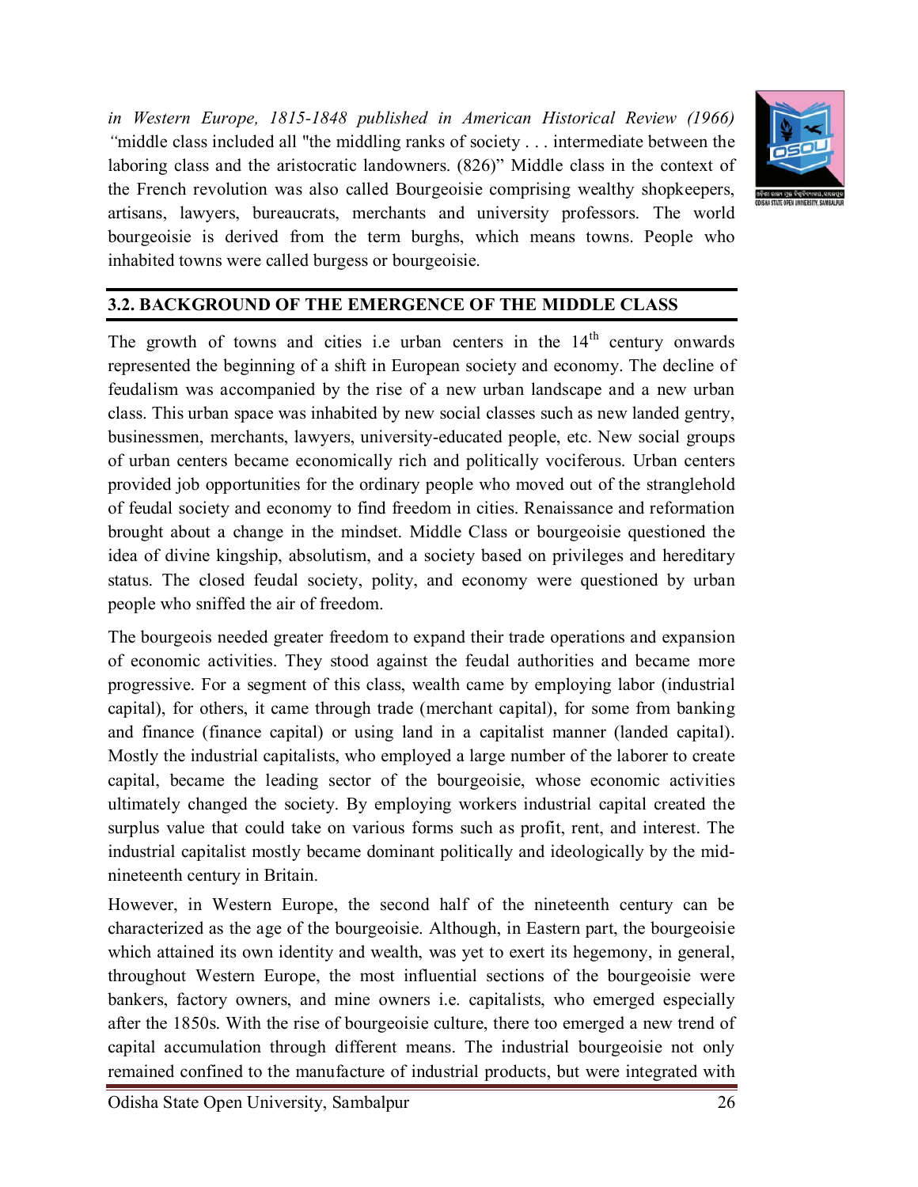*in Western Europe, 1815-1848 published in American Historical Review (1966) "*middle class included all "the middling ranks of society . . . intermediate between the laboring class and the aristocratic landowners. (826)" Middle class in the context of the French revolution was also called Bourgeoisie comprising wealthy shopkeepers, artisans, lawyers, bureaucrats, merchants and university professors. The world bourgeoisie is derived from the term burghs, which means towns. People who inhabited towns were called burgess or bourgeoisie.

## 3.2. BACKGROUND OF THE EMERGENCE OF THE MIDDLE CLASS

The growth of towns and cities i.e urban centers in the 14th century onwards represented the beginning of a shift in European society and economy. The decline of feudalism was accompanied by the rise of a new urban landscape and a new urban class. This urban space was inhabited by new social classes such as new landed gentry, businessmen, merchants, lawyers, university-educated people, etc. New social groups of urban centers became economically rich and politically vociferous. Urban centers provided job opportunities for the ordinary people who moved out of the stranglehold of feudal society and economy to find freedom in cities. Renaissance and reformation brought about a change in the mindset. Middle Class or bourgeoisie questioned the idea of divine kingship, absolutism, and a society based on privileges and hereditary status. The closed feudal society, polity, and economy were questioned by urban people who sniffed the air of freedom.

The bourgeois needed greater freedom to expand their trade operations and expansion of economic activities. They stood against the feudal authorities and became more progressive. For a segment of this class, wealth came by employing labor (industrial capital), for others, it came through trade (merchant capital), for some from banking and finance (finance capital) or using land in a capitalist manner (landed capital). Mostly the industrial capitalists, who employed a large number of the laborer to create capital, became the leading sector of the bourgeoisie, whose economic activities ultimately changed the society. By employing workers industrial capital created the surplus value that could take on various forms such as profit, rent, and interest. The industrial capitalist mostly became dominant politically and ideologically by the mid-nineteenth century in Britain.

However, in Western Europe, the second half of the nineteenth century can be characterized as the age of the bourgeoisie. Although, in Eastern part, the bourgeoisie which attained its own identity and wealth, was yet to exert its hegemony, in general, throughout Western Europe, the most influential sections of the bourgeoisie were bankers, factory owners, and mine owners i.e. capitalists, who emerged especially after the 1850s. With the rise of bourgeoisie culture, there too emerged a new trend of capital accumulation through different means. The industrial bourgeoisie not only remained confined to the manufacture of industrial products, but were integrated with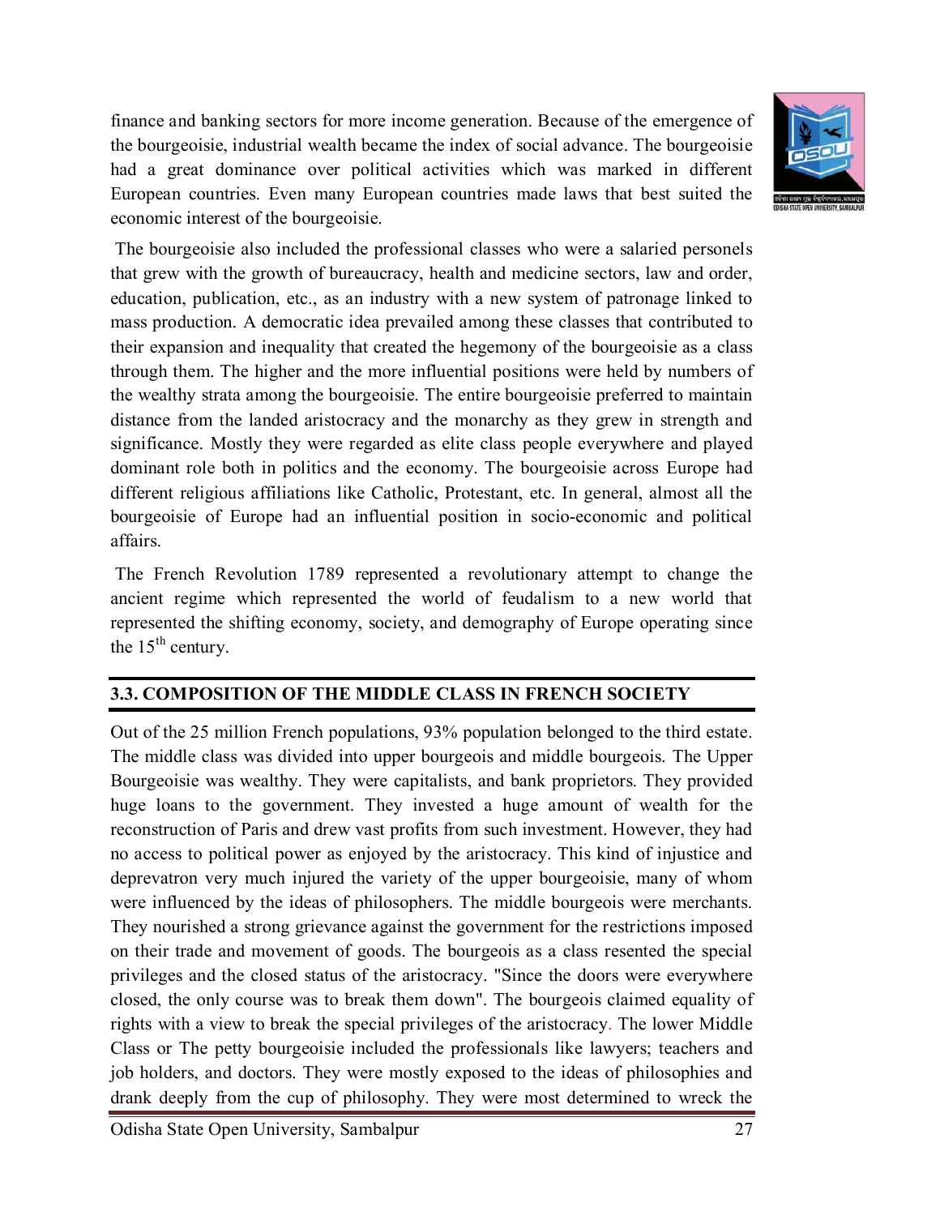finance and banking sectors for more income generation. Because of the emergence of the bourgeoisie, industrial wealth became the index of social advance. The bourgeoisie had a great dominance over political activities which was marked in different European countries. Even many European countries made laws that best suited the economic interest of the bourgeoisie.

The bourgeoisie also included the professional classes who were a salaried personels that grew with the growth of bureaucracy, health and medicine sectors, law and order, education, publication, etc., as an industry with a new system of patronage linked to mass production. A democratic idea prevailed among these classes that contributed to their expansion and inequality that created the hegemony of the bourgeoisie as a class through them. The higher and the more influential positions were held by numbers of the wealthy strata among the bourgeoisie. The entire bourgeoisie preferred to maintain distance from the landed aristocracy and the monarchy as they grew in strength and significance. Mostly they were regarded as elite class people everywhere and played dominant role both in politics and the economy. The bourgeoisie across Europe had different religious affiliations like Catholic, Protestant, etc. In general, almost all the bourgeoisie of Europe had an influential position in socio-economic and political affairs.

The French Revolution 1789 represented a revolutionary attempt to change the ancient regime which represented the world of feudalism to a new world that represented the shifting economy, society, and demography of Europe operating since the 15th century.

## 3.3. COMPOSITION OF THE MIDDLE CLASS IN FRENCH SOCIETY

Out of the 25 million French populations, 93% population belonged to the third estate. The middle class was divided into upper bourgeois and middle bourgeois. The Upper Bourgeoisie was wealthy. They were capitalists, and bank proprietors. They provided huge loans to the government. They invested a huge amount of wealth for the reconstruction of Paris and drew vast profits from such investment. However, they had no access to political power as enjoyed by the aristocracy. This kind of injustice and deprevatron very much injured the variety of the upper bourgeoisie, many of whom were influenced by the ideas of philosophers. The middle bourgeois were merchants. They nourished a strong grievance against the government for the restrictions imposed on their trade and movement of goods. The bourgeois as a class resented the special privileges and the closed status of the aristocracy. "Since the doors were everywhere closed, the only course was to break them down". The bourgeois claimed equality of rights with a view to break the special privileges of the aristocracy. The lower Middle Class or The petty bourgeoisie included the professionals like lawyers; teachers and job holders, and doctors. They were mostly exposed to the ideas of philosophies and drank deeply from the cup of philosophy. They were most determined to wreck the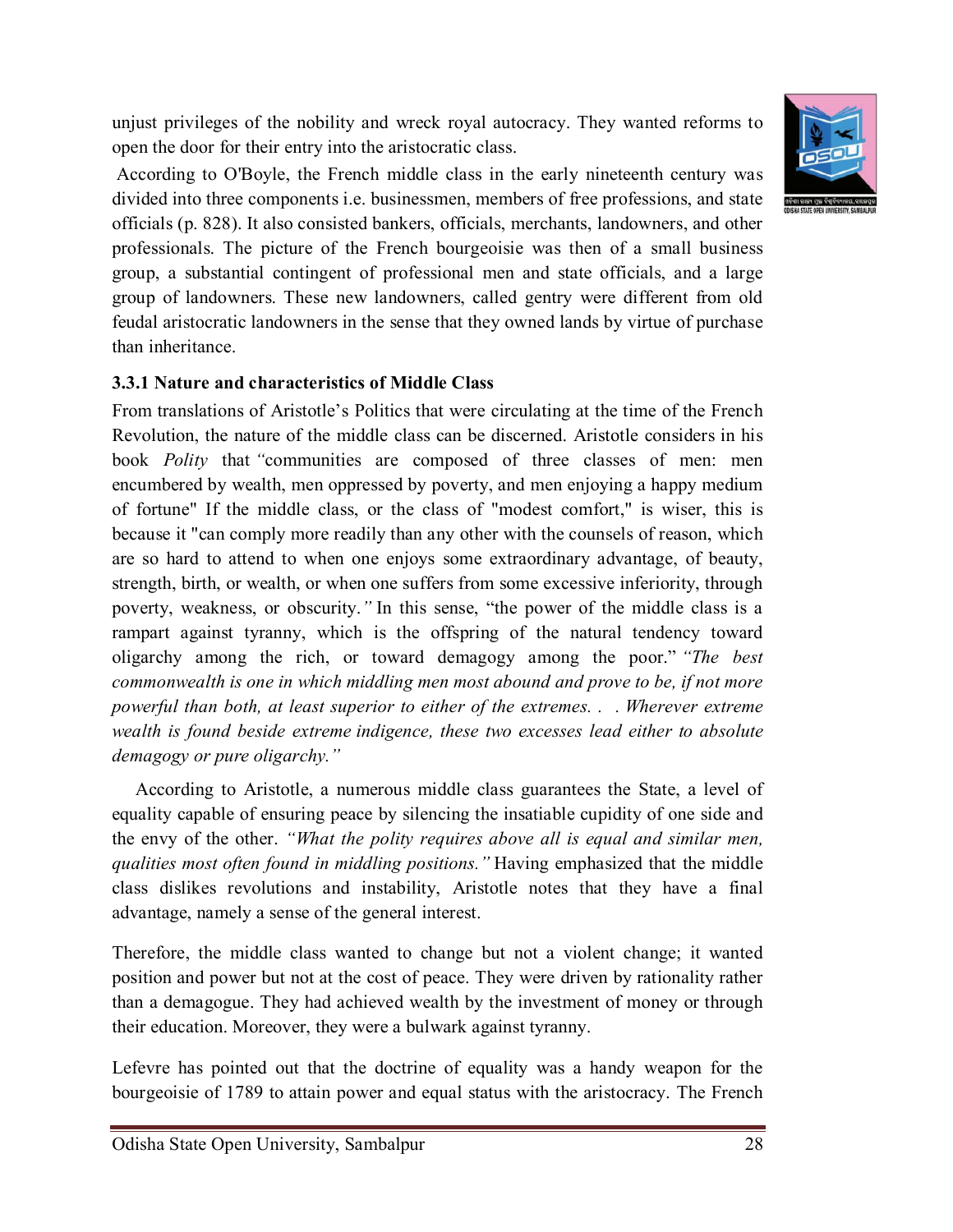unjust privileges of the nobility and wreck royal autocracy. They wanted reforms to open the door for their entry into the aristocratic class.

According to O'Boyle, the French middle class in the early nineteenth century was divided into three components i.e. businessmen, members of free professions, and state officials (p. 828). It also consisted bankers, officials, merchants, landowners, and other professionals. The picture of the French bourgeoisie was then of a small business group, a substantial contingent of professional men and state officials, and a large group of landowners. These new landowners, called gentry were different from old feudal aristocratic landowners in the sense that they owned lands by virtue of purchase than inheritance.

### 3.3.1 Nature and characteristics of Middle Class

From translations of Aristotle's Politics that were circulating at the time of the French Revolution, the nature of the middle class can be discerned. Aristotle considers in his book *Polity* that *"*communities are composed of three classes of men: men encumbered by wealth, men oppressed by poverty, and men enjoying a happy medium of fortune" If the middle class, or the class of "modest comfort," is wiser, this is because it "can comply more readily than any other with the counsels of reason, which are so hard to attend to when one enjoys some extraordinary advantage, of beauty, strength, birth, or wealth, or when one suffers from some excessive inferiority, through poverty, weakness, or obscurity.*"* In this sense, "the power of the middle class is a rampart against tyranny, which is the offspring of the natural tendency toward oligarchy among the rich, or toward demagogy among the poor." *"The best commonwealth is one in which middling men most abound and prove to be, if not more powerful than both, at least superior to either of the extremes. . . Wherever extreme wealth is found beside extreme indigence, these two excesses lead either to absolute demagogy or pure oligarchy."*

According to Aristotle, a numerous middle class guarantees the State, a level of equality capable of ensuring peace by silencing the insatiable cupidity of one side and the envy of the other. *"What the polity requires above all is equal and similar men, qualities most often found in middling positions."* Having emphasized that the middle class dislikes revolutions and instability, Aristotle notes that they have a final advantage, namely a sense of the general interest.

Therefore, the middle class wanted to change but not a violent change; it wanted position and power but not at the cost of peace. They were driven by rationality rather than a demagogue. They had achieved wealth by the investment of money or through their education. Moreover, they were a bulwark against tyranny.

Lefevre has pointed out that the doctrine of equality was a handy weapon for the bourgeoisie of 1789 to attain power and equal status with the aristocracy. The French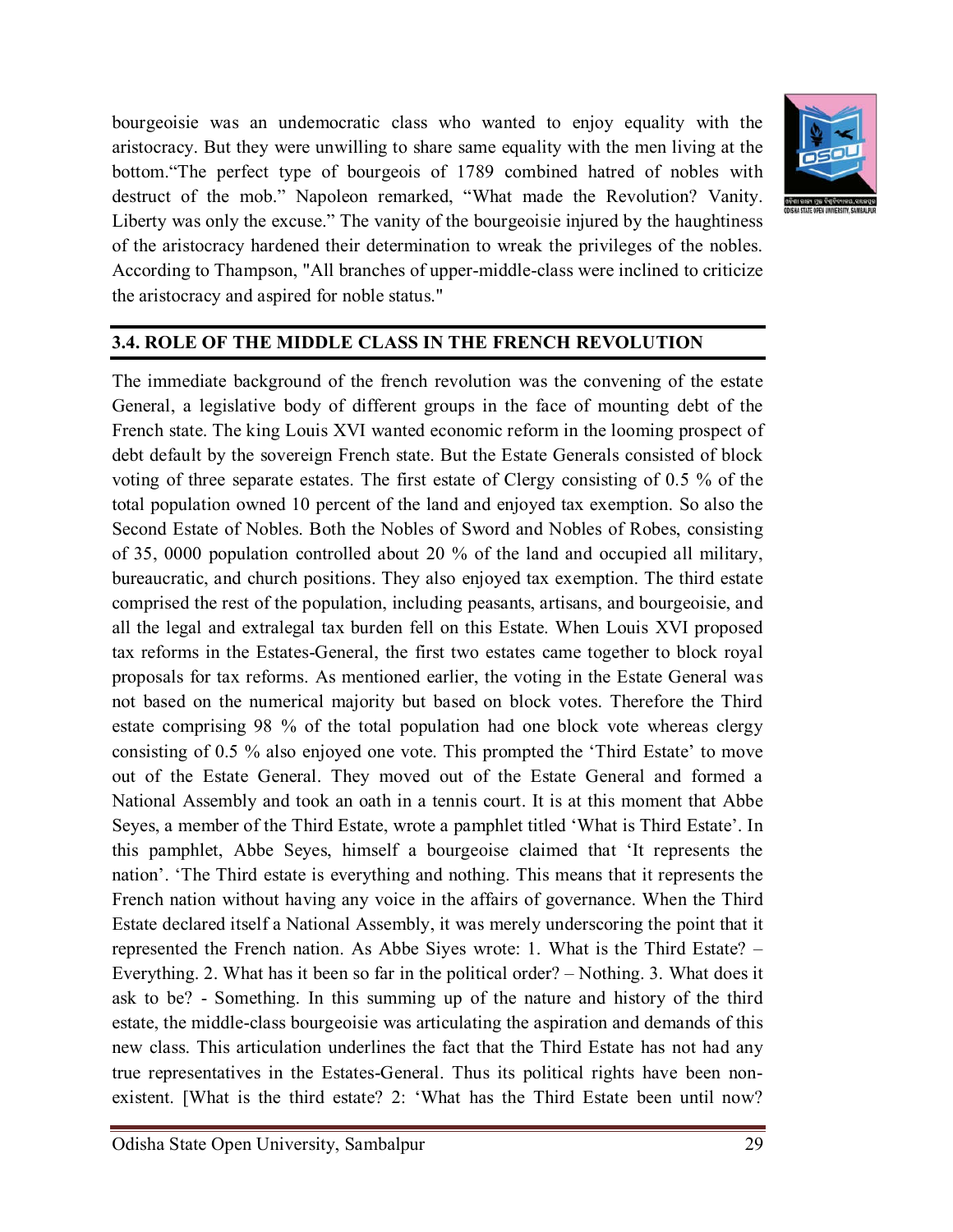bourgeoisie was an undemocratic class who wanted to enjoy equality with the aristocracy. But they were unwilling to share same equality with the men living at the bottom."The perfect type of bourgeois of 1789 combined hatred of nobles with destruct of the mob." Napoleon remarked, "What made the Revolution? Vanity. Liberty was only the excuse." The vanity of the bourgeoisie injured by the haughtiness of the aristocracy hardened their determination to wreak the privileges of the nobles. According to Thampson, "All branches of upper-middle-class were inclined to criticize the aristocracy and aspired for noble status."

## 3.4. ROLE OF THE MIDDLE CLASS IN THE FRENCH REVOLUTION

The immediate background of the french revolution was the convening of the estate General, a legislative body of different groups in the face of mounting debt of the French state. The king Louis XVI wanted economic reform in the looming prospect of debt default by the sovereign French state. But the Estate Generals consisted of block voting of three separate estates. The first estate of Clergy consisting of 0.5 % of the total population owned 10 percent of the land and enjoyed tax exemption. So also the Second Estate of Nobles. Both the Nobles of Sword and Nobles of Robes, consisting of 35, 0000 population controlled about 20 % of the land and occupied all military, bureaucratic, and church positions. They also enjoyed tax exemption. The third estate comprised the rest of the population, including peasants, artisans, and bourgeoisie, and all the legal and extralegal tax burden fell on this Estate. When Louis XVI proposed tax reforms in the Estates-General, the first two estates came together to block royal proposals for tax reforms. As mentioned earlier, the voting in the Estate General was not based on the numerical majority but based on block votes. Therefore the Third estate comprising 98 % of the total population had one block vote whereas clergy consisting of 0.5 % also enjoyed one vote. This prompted the 'Third Estate' to move out of the Estate General. They moved out of the Estate General and formed a National Assembly and took an oath in a tennis court. It is at this moment that Abbe Seyes, a member of the Third Estate, wrote a pamphlet titled 'What is Third Estate'. In this pamphlet, Abbe Seyes, himself a bourgeoise claimed that 'It represents the nation'. 'The Third estate is everything and nothing. This means that it represents the French nation without having any voice in the affairs of governance. When the Third Estate declared itself a National Assembly, it was merely underscoring the point that it represented the French nation. As Abbe Siyes wrote: 1. What is the Third Estate? – Everything. 2. What has it been so far in the political order? – Nothing. 3. What does it ask to be? - Something. In this summing up of the nature and history of the third estate, the middle-class bourgeoisie was articulating the aspiration and demands of this new class. This articulation underlines the fact that the Third Estate has not had any true representatives in the Estates-General. Thus its political rights have been non-existent. [What is the third estate? 2: 'What has the Third Estate been until now?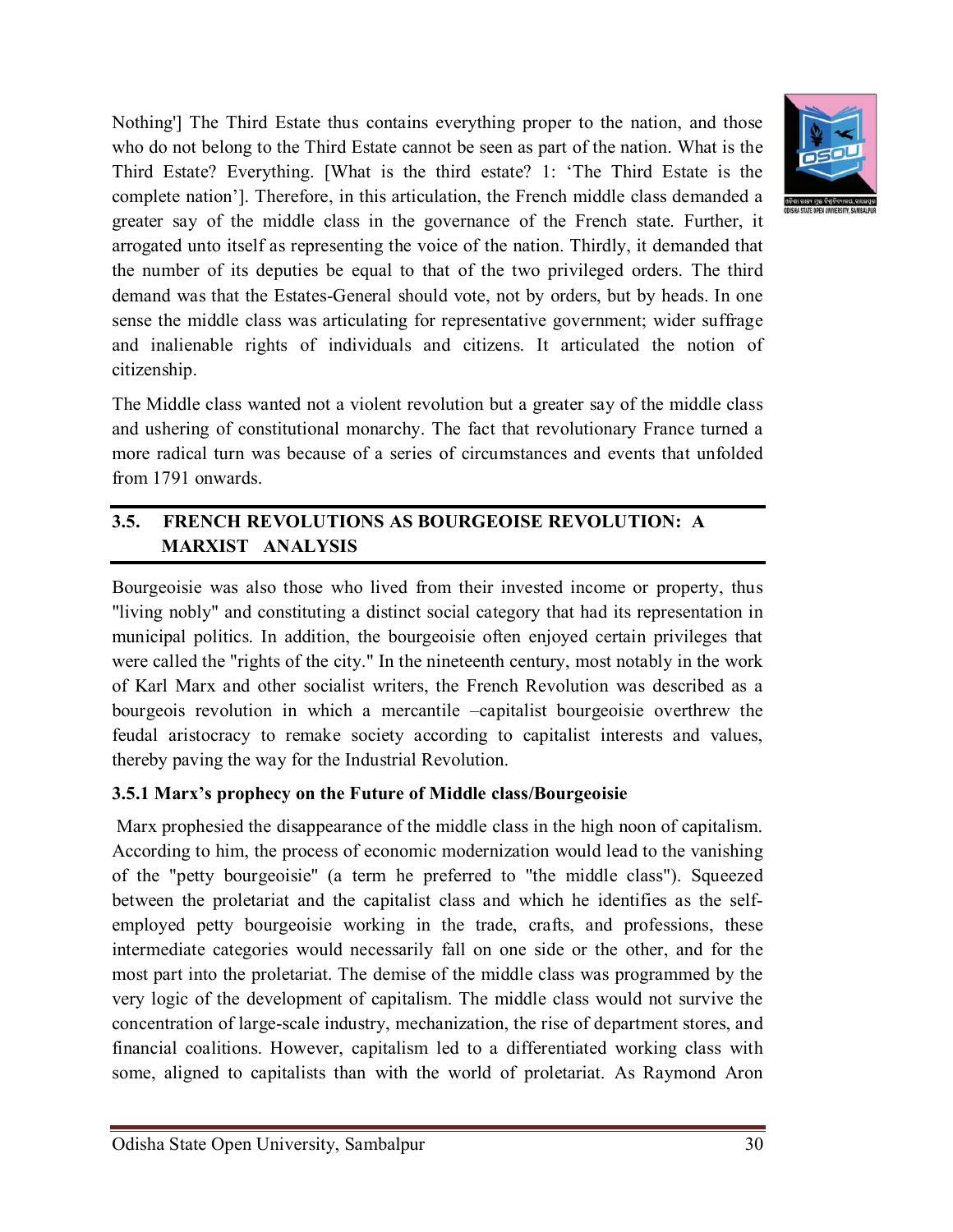Nothing'] The Third Estate thus contains everything proper to the nation, and those who do not belong to the Third Estate cannot be seen as part of the nation. What is the Third Estate? Everything. [What is the third estate? 1: 'The Third Estate is the complete nation']. Therefore, in this articulation, the French middle class demanded a greater say of the middle class in the governance of the French state. Further, it arrogated unto itself as representing the voice of the nation. Thirdly, it demanded that the number of its deputies be equal to that of the two privileged orders. The third demand was that the Estates-General should vote, not by orders, but by heads. In one sense the middle class was articulating for representative government; wider suffrage and inalienable rights of individuals and citizens. It articulated the notion of citizenship.

The Middle class wanted not a violent revolution but a greater say of the middle class and ushering of constitutional monarchy. The fact that revolutionary France turned a more radical turn was because of a series of circumstances and events that unfolded from 1791 onwards.

## 3.5. FRENCH REVOLUTIONS AS BOURGEOISE REVOLUTION: A MARXIST ANALYSIS

Bourgeoisie was also those who lived from their invested income or property, thus "living nobly" and constituting a distinct social category that had its representation in municipal politics. In addition, the bourgeoisie often enjoyed certain privileges that were called the "rights of the city." In the nineteenth century, most notably in the work of Karl Marx and other socialist writers, the French Revolution was described as a bourgeois revolution in which a mercantile –capitalist bourgeoisie overthrew the feudal aristocracy to remake society according to capitalist interests and values, thereby paving the way for the Industrial Revolution.

### 3.5.1 Marx's prophecy on the Future of Middle class/Bourgeoisie

Marx prophesied the disappearance of the middle class in the high noon of capitalism. According to him, the process of economic modernization would lead to the vanishing of the "petty bourgeoisie" (a term he preferred to "the middle class"). Squeezed between the proletariat and the capitalist class and which he identifies as the self-employed petty bourgeoisie working in the trade, crafts, and professions, these intermediate categories would necessarily fall on one side or the other, and for the most part into the proletariat. The demise of the middle class was programmed by the very logic of the development of capitalism. The middle class would not survive the concentration of large-scale industry, mechanization, the rise of department stores, and financial coalitions. However, capitalism led to a differentiated working class with some, aligned to capitalists than with the world of proletariat. As Raymond Aron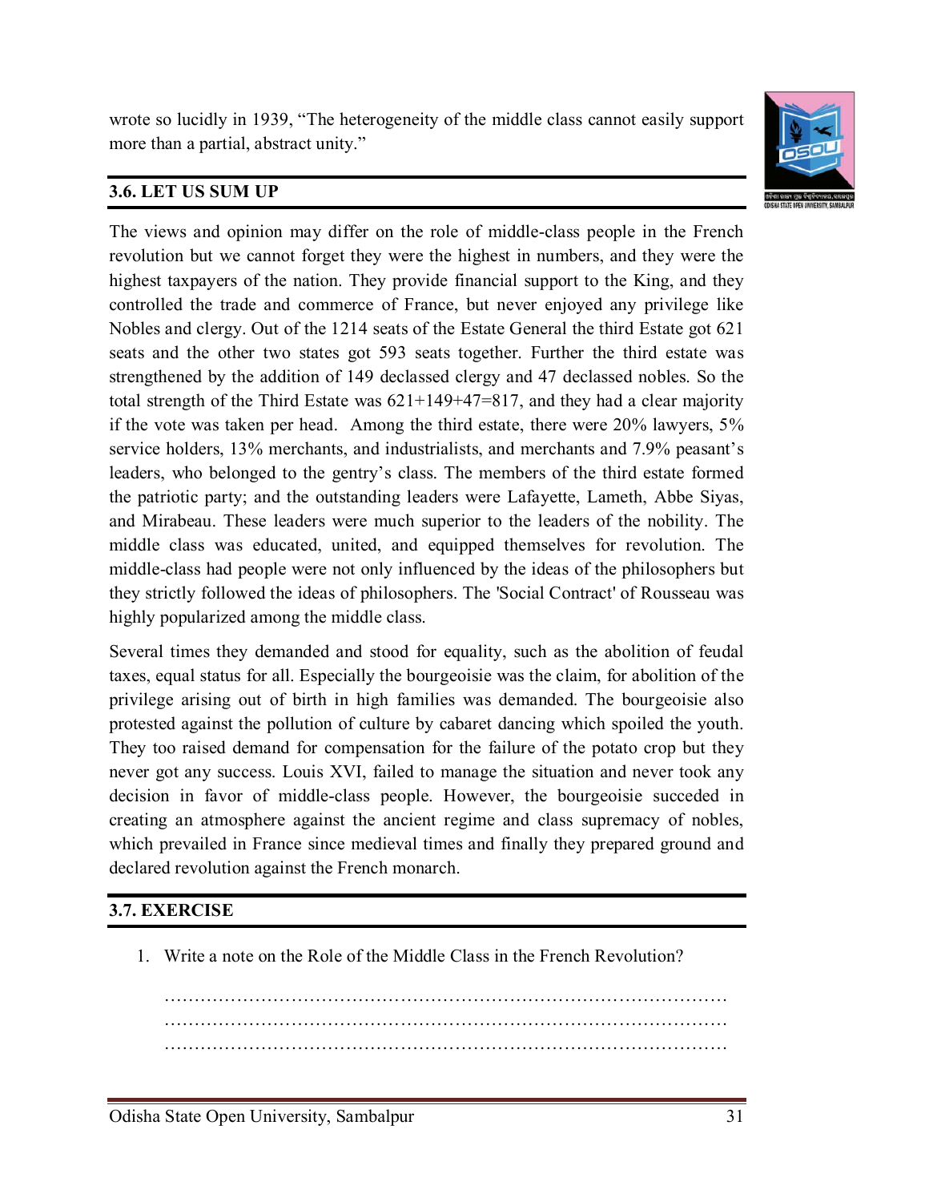wrote so lucidly in 1939, “The heterogeneity of the middle class cannot easily support more than a partial, abstract unity.”

## 3.6. LET US SUM UP

The views and opinion may differ on the role of middle-class people in the French revolution but we cannot forget they were the highest in numbers, and they were the highest taxpayers of the nation. They provide financial support to the King, and they controlled the trade and commerce of France, but never enjoyed any privilege like Nobles and clergy. Out of the 1214 seats of the Estate General the third Estate got 621 seats and the other two states got 593 seats together. Further the third estate was strengthened by the addition of 149 declassed clergy and 47 declassed nobles. So the total strength of the Third Estate was 621+149+47=817, and they had a clear majority if the vote was taken per head. Among the third estate, there were 20% lawyers, 5% service holders, 13% merchants, and industrialists, and merchants and 7.9% peasant’s leaders, who belonged to the gentry’s class. The members of the third estate formed the patriotic party; and the outstanding leaders were Lafayette, Lameth, Abbe Siyas, and Mirabeau. These leaders were much superior to the leaders of the nobility. The middle class was educated, united, and equipped themselves for revolution. The middle-class had people were not only influenced by the ideas of the philosophers but they strictly followed the ideas of philosophers. The 'Social Contract' of Rousseau was highly popularized among the middle class.

Several times they demanded and stood for equality, such as the abolition of feudal taxes, equal status for all. Especially the bourgeoisie was the claim, for abolition of the privilege arising out of birth in high families was demanded. The bourgeoisie also protested against the pollution of culture by cabaret dancing which spoiled the youth. They too raised demand for compensation for the failure of the potato crop but they never got any success. Louis XVI, failed to manage the situation and never took any decision in favor of middle-class people. However, the bourgeoisie succeded in creating an atmosphere against the ancient regime and class supremacy of nobles, which prevailed in France since medieval times and finally they prepared ground and declared revolution against the French monarch.

## 3.7. EXERCISE

1. Write a note on the Role of the Middle Class in the French Revolution?

   ………………………………………………………………………………
   ………………………………………………………………………………
   ………………………………………………………………………………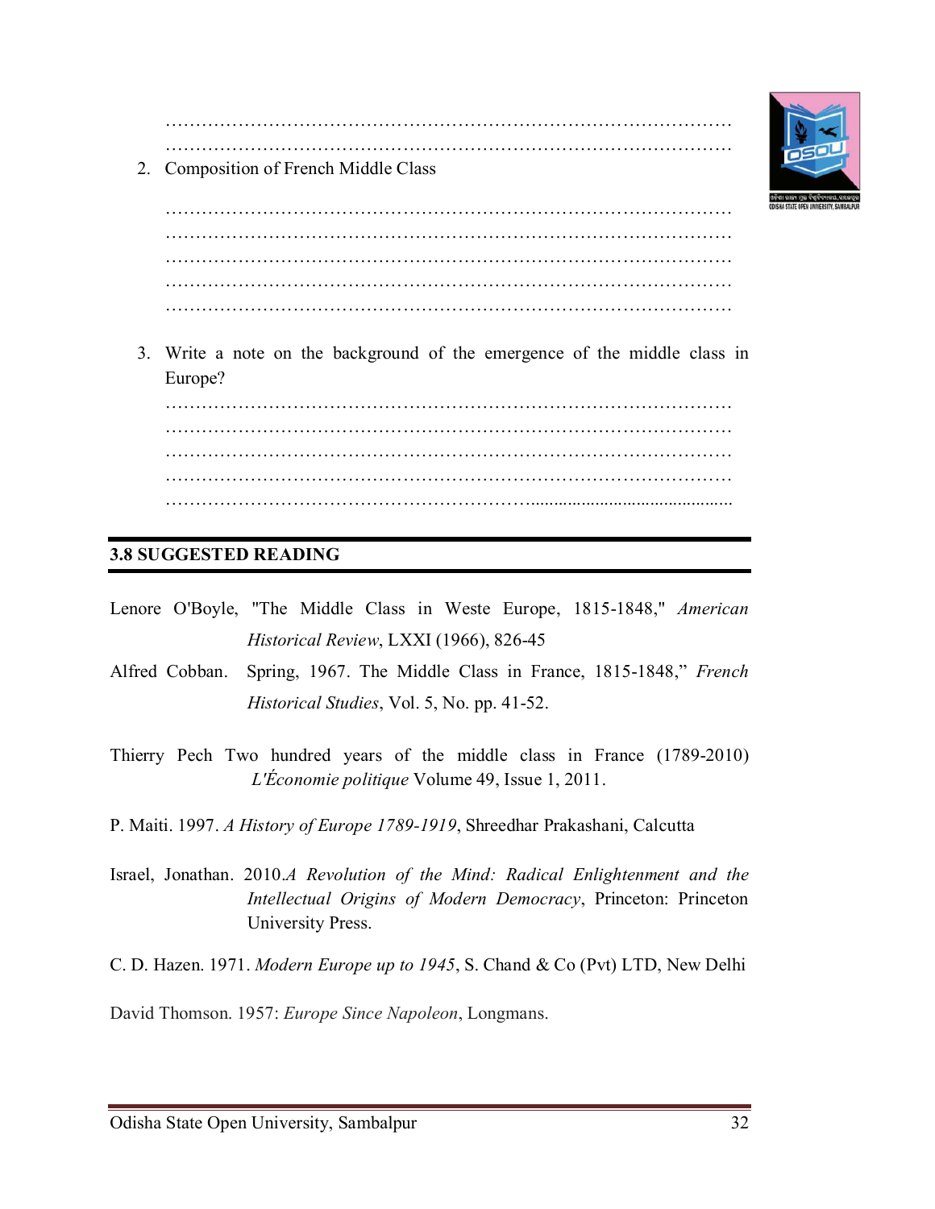…………………………………………………………………………………

…………………………………………………………………………………

2. Composition of French Middle Class

…………………………………………………………………………………

…………………………………………………………………………………

…………………………………………………………………………………

…………………………………………………………………………………

…………………………………………………………………………………

3. Write a note on the background of the emergence of the middle class in Europe?

…………………………………………………………………………………

…………………………………………………………………………………

…………………………………………………………………………………

…………………………………………………………………………………

…………………………………………………………………………………

## 3.8 SUGGESTED READING

Lenore O'Boyle, "The Middle Class in Weste Europe, 1815-1848," *American Historical Review*, LXXI (1966), 826-45

Alfred Cobban. Spring, 1967. The Middle Class in France, 1815-1848," *French Historical Studies*, Vol. 5, No. pp. 41-52.

Thierry Pech Two hundred years of the middle class in France (1789-2010) *L'Économie politique* Volume 49, Issue 1, 2011.

P. Maiti. 1997. *A History of Europe 1789-1919*, Shreedhar Prakashani, Calcutta

Israel, Jonathan. 2010.*A Revolution of the Mind: Radical Enlightenment and the Intellectual Origins of Modern Democracy*, Princeton: Princeton University Press.

C. D. Hazen. 1971. *Modern Europe up to 1945*, S. Chand & Co (Pvt) LTD, New Delhi

David Thomson. 1957: *Europe Since Napoleon*, Longmans.